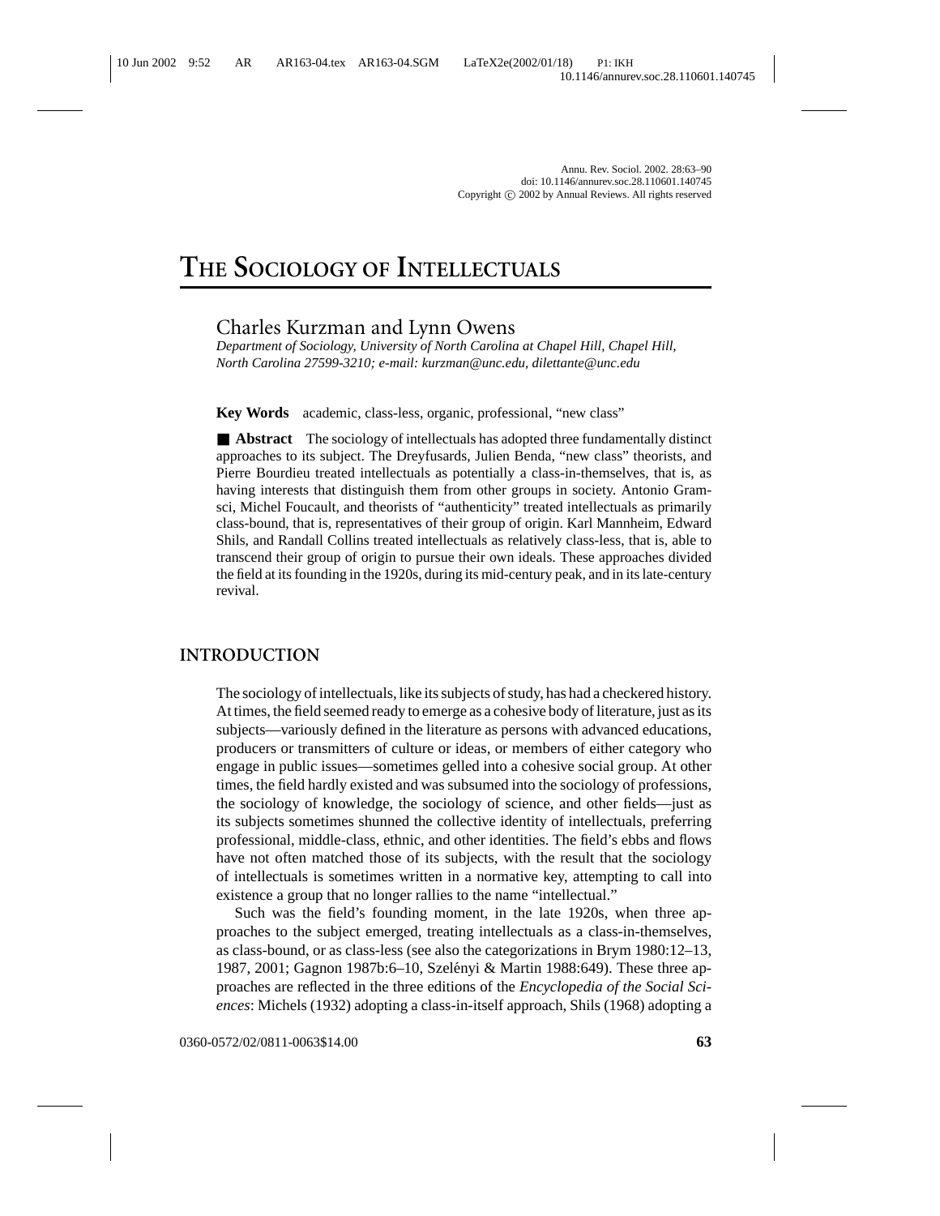# The Sociology of Intellectuals

Charles Kurzman and Lynn Owens

*Department of Sociology, University of North Carolina at Chapel Hill, Chapel Hill, North Carolina 27599-3210; e-mail: kurzman@unc.edu, dilettante@unc.edu*

**Key Words** academic, class-less, organic, professional, "new class"

■ **Abstract** The sociology of intellectuals has adopted three fundamentally distinct approaches to its subject. The Dreyfusards, Julien Benda, "new class" theorists, and Pierre Bourdieu treated intellectuals as potentially a class-in-themselves, that is, as having interests that distinguish them from other groups in society. Antonio Gramsci, Michel Foucault, and theorists of "authenticity" treated intellectuals as primarily class-bound, that is, representatives of their group of origin. Karl Mannheim, Edward Shils, and Randall Collins treated intellectuals as relatively class-less, that is, able to transcend their group of origin to pursue their own ideals. These approaches divided the field at its founding in the 1920s, during its mid-century peak, and in its late-century revival.

## INTRODUCTION

The sociology of intellectuals, like its subjects of study, has had a checkered history. At times, the field seemed ready to emerge as a cohesive body of literature, just as its subjects—variously defined in the literature as persons with advanced educations, producers or transmitters of culture or ideas, or members of either category who engage in public issues—sometimes gelled into a cohesive social group. At other times, the field hardly existed and was subsumed into the sociology of professions, the sociology of knowledge, the sociology of science, and other fields—just as its subjects sometimes shunned the collective identity of intellectuals, preferring professional, middle-class, ethnic, and other identities. The field's ebbs and flows have not often matched those of its subjects, with the result that the sociology of intellectuals is sometimes written in a normative key, attempting to call into existence a group that no longer rallies to the name "intellectual."

Such was the field's founding moment, in the late 1920s, when three approaches to the subject emerged, treating intellectuals as a class-in-themselves, as class-bound, or as class-less (see also the categorizations in Brym 1980:12–13, 1987, 2001; Gagnon 1987b:6–10, Szelényi & Martin 1988:649). These three approaches are reflected in the three editions of the *Encyclopedia of the Social Sciences*: Michels (1932) adopting a class-in-itself approach, Shils (1968) adopting a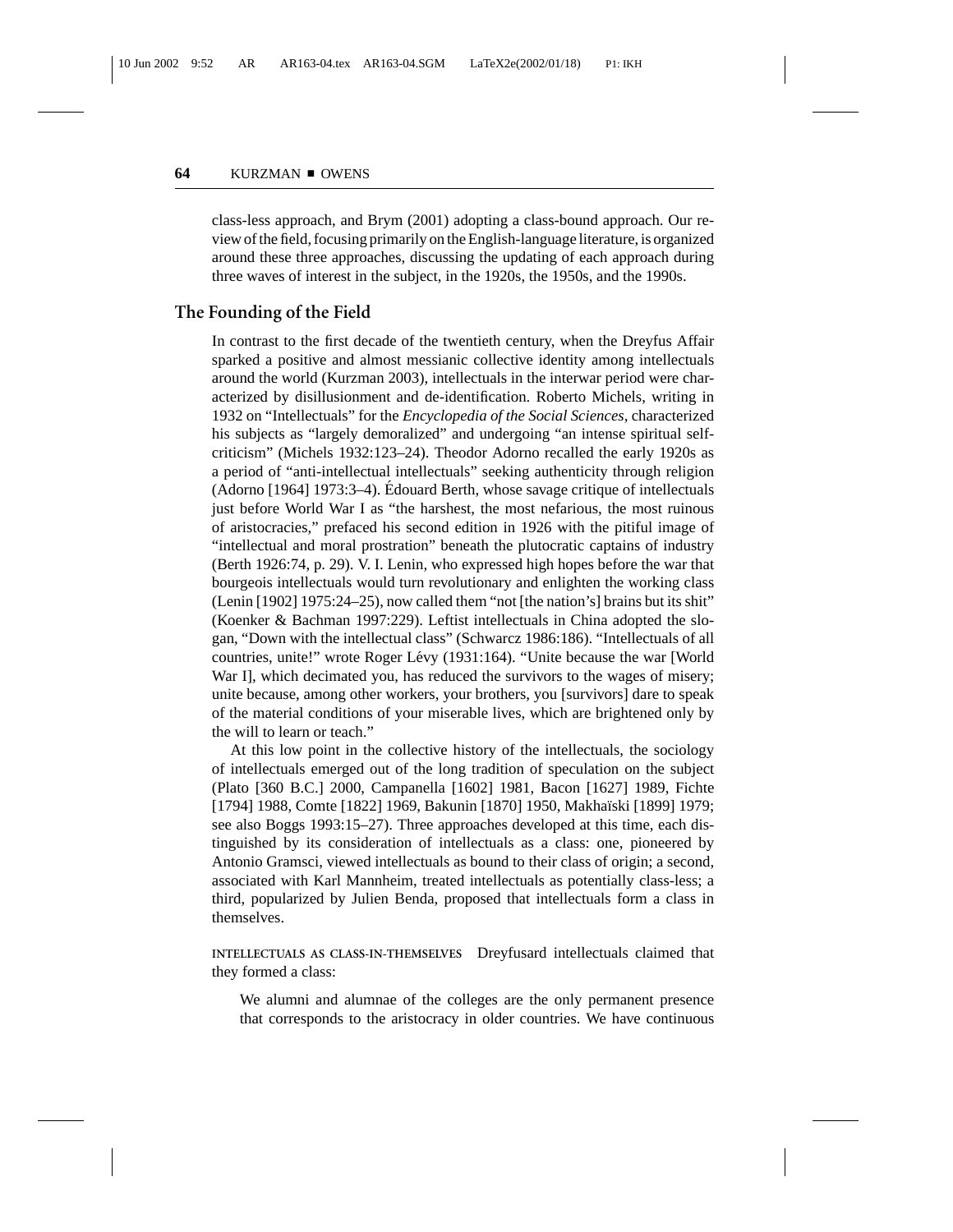class-less approach, and Brym (2001) adopting a class-bound approach. Our review of the field, focusing primarily on the English-language literature, is organized around these three approaches, discussing the updating of each approach during three waves of interest in the subject, in the 1920s, the 1950s, and the 1990s.

## The Founding of the Field

In contrast to the first decade of the twentieth century, when the Dreyfus Affair sparked a positive and almost messianic collective identity among intellectuals around the world (Kurzman 2003), intellectuals in the interwar period were characterized by disillusionment and de-identification. Roberto Michels, writing in 1932 on "Intellectuals" for the *Encyclopedia of the Social Sciences*, characterized his subjects as "largely demoralized" and undergoing "an intense spiritual self-criticism" (Michels 1932:123–24). Theodor Adorno recalled the early 1920s as a period of "anti-intellectual intellectuals" seeking authenticity through religion (Adorno [1964] 1973:3–4). Édouard Berth, whose savage critique of intellectuals just before World War I as "the harshest, the most nefarious, the most ruinous of aristocracies," prefaced his second edition in 1926 with the pitiful image of "intellectual and moral prostration" beneath the plutocratic captains of industry (Berth 1926:74, p. 29). V. I. Lenin, who expressed high hopes before the war that bourgeois intellectuals would turn revolutionary and enlighten the working class (Lenin [1902] 1975:24–25), now called them "not [the nation's] brains but its shit" (Koenker & Bachman 1997:229). Leftist intellectuals in China adopted the slogan, "Down with the intellectual class" (Schwarcz 1986:186). "Intellectuals of all countries, unite!" wrote Roger Lévy (1931:164). "Unite because the war [World War I], which decimated you, has reduced the survivors to the wages of misery; unite because, among other workers, your brothers, you [survivors] dare to speak of the material conditions of your miserable lives, which are brightened only by the will to learn or teach."

At this low point in the collective history of the intellectuals, the sociology of intellectuals emerged out of the long tradition of speculation on the subject (Plato [360 B.C.] 2000, Campanella [1602] 1981, Bacon [1627] 1989, Fichte [1794] 1988, Comte [1822] 1969, Bakunin [1870] 1950, Makhaïski [1899] 1979; see also Boggs 1993:15–27). Three approaches developed at this time, each distinguished by its consideration of intellectuals as a class: one, pioneered by Antonio Gramsci, viewed intellectuals as bound to their class of origin; a second, associated with Karl Mannheim, treated intellectuals as potentially class-less; a third, popularized by Julien Benda, proposed that intellectuals form a class in themselves.

### INTELLECTUALS AS CLASS-IN-THEMSELVES

Dreyfusard intellectuals claimed that they formed a class:

> We alumni and alumnae of the colleges are the only permanent presence that corresponds to the aristocracy in older countries. We have continuous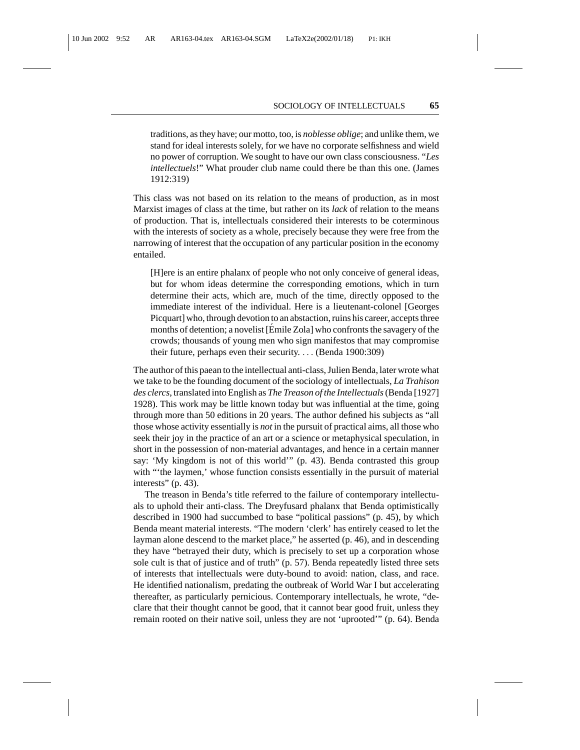> traditions, as they have; our motto, too, is *noblesse oblige*; and unlike them, we stand for ideal interests solely, for we have no corporate selfishness and wield no power of corruption. We sought to have our own class consciousness. "*Les intellectuels*!" What prouder club name could there be than this one. (James 1912:319)

This class was not based on its relation to the means of production, as in most Marxist images of class at the time, but rather on its *lack* of relation to the means of production. That is, intellectuals considered their interests to be coterminous with the interests of society as a whole, precisely because they were free from the narrowing of interest that the occupation of any particular position in the economy entailed.

> [H]ere is an entire phalanx of people who not only conceive of general ideas, but for whom ideas determine the corresponding emotions, which in turn determine their acts, which are, much of the time, directly opposed to the immediate interest of the individual. Here is a lieutenant-colonel [Georges Picquart] who, through devotion to an abstaction, ruins his career, accepts three months of detention; a novelist [Émile Zola] who confronts the savagery of the crowds; thousands of young men who sign manifestos that may compromise their future, perhaps even their security. . . . (Benda 1900:309)

The author of this paean to the intellectual anti-class, Julien Benda, later wrote what we take to be the founding document of the sociology of intellectuals, *La Trahison des clercs*, translated into English as *The Treason of the Intellectuals* (Benda [1927] 1928). This work may be little known today but was influential at the time, going through more than 50 editions in 20 years. The author defined his subjects as "all those whose activity essentially is *not* in the pursuit of practical aims, all those who seek their joy in the practice of an art or a science or metaphysical speculation, in short in the possession of non-material advantages, and hence in a certain manner say: 'My kingdom is not of this world'" (p. 43). Benda contrasted this group with "'the laymen,' whose function consists essentially in the pursuit of material interests" (p. 43).

The treason in Benda's title referred to the failure of contemporary intellectuals to uphold their anti-class. The Dreyfusard phalanx that Benda optimistically described in 1900 had succumbed to base "political passions" (p. 45), by which Benda meant material interests. "The modern 'clerk' has entirely ceased to let the layman alone descend to the market place," he asserted (p. 46), and in descending they have "betrayed their duty, which is precisely to set up a corporation whose sole cult is that of justice and of truth" (p. 57). Benda repeatedly listed three sets of interests that intellectuals were duty-bound to avoid: nation, class, and race. He identified nationalism, predating the outbreak of World War I but accelerating thereafter, as particularly pernicious. Contemporary intellectuals, he wrote, "declare that their thought cannot be good, that it cannot bear good fruit, unless they remain rooted on their native soil, unless they are not 'uprooted'" (p. 64). Benda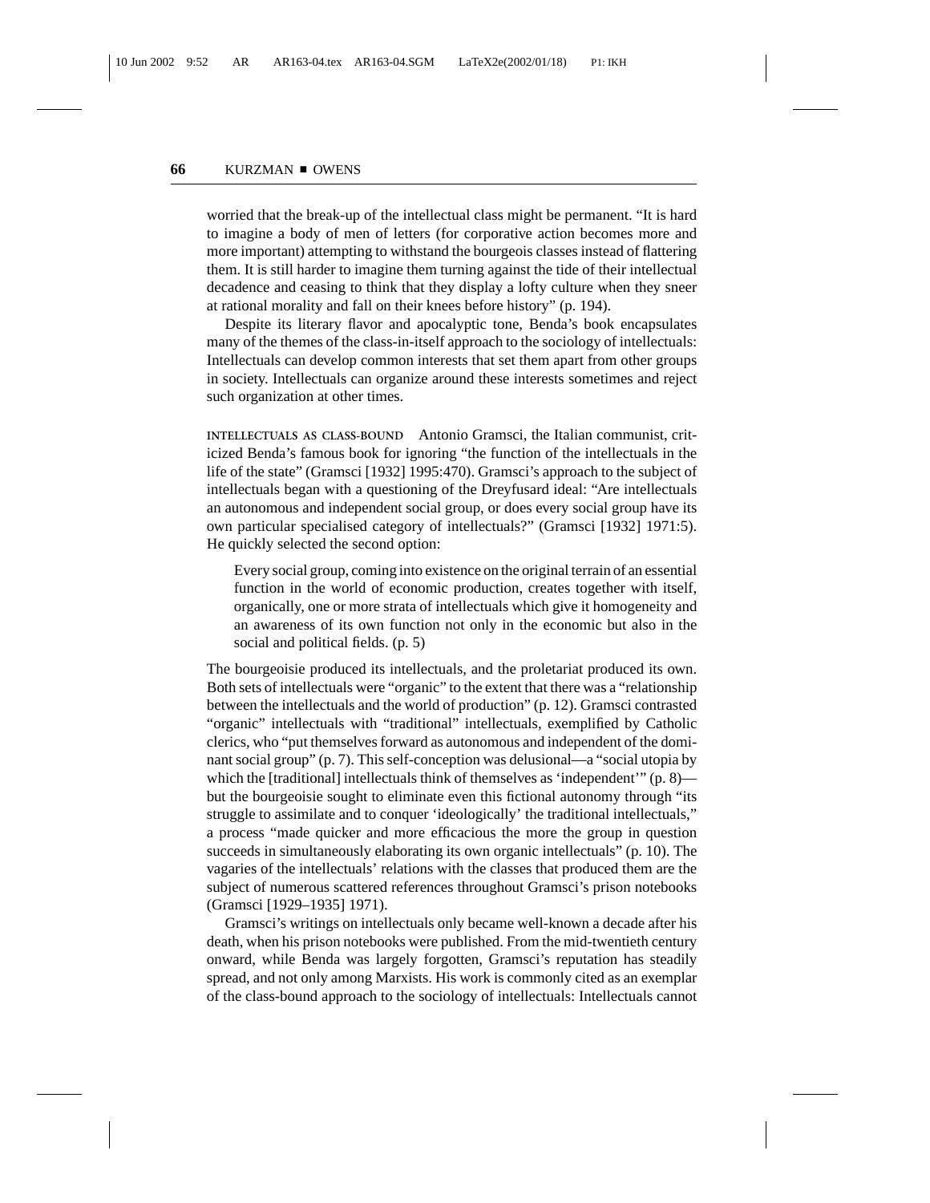worried that the break-up of the intellectual class might be permanent. "It is hard to imagine a body of men of letters (for corporative action becomes more and more important) attempting to withstand the bourgeois classes instead of flattering them. It is still harder to imagine them turning against the tide of their intellectual decadence and ceasing to think that they display a lofty culture when they sneer at rational morality and fall on their knees before history" (p. 194).

Despite its literary flavor and apocalyptic tone, Benda's book encapsulates many of the themes of the class-in-itself approach to the sociology of intellectuals: Intellectuals can develop common interests that set them apart from other groups in society. Intellectuals can organize around these interests sometimes and reject such organization at other times.

**INTELLECTUALS AS CLASS-BOUND** Antonio Gramsci, the Italian communist, criticized Benda's famous book for ignoring "the function of the intellectuals in the life of the state" (Gramsci [1932] 1995:470). Gramsci's approach to the subject of intellectuals began with a questioning of the Dreyfusard ideal: "Are intellectuals an autonomous and independent social group, or does every social group have its own particular specialised category of intellectuals?" (Gramsci [1932] 1971:5). He quickly selected the second option:

> Every social group, coming into existence on the original terrain of an essential function in the world of economic production, creates together with itself, organically, one or more strata of intellectuals which give it homogeneity and an awareness of its own function not only in the economic but also in the social and political fields. (p. 5)

The bourgeoisie produced its intellectuals, and the proletariat produced its own. Both sets of intellectuals were "organic" to the extent that there was a "relationship between the intellectuals and the world of production" (p. 12). Gramsci contrasted "organic" intellectuals with "traditional" intellectuals, exemplified by Catholic clerics, who "put themselves forward as autonomous and independent of the dominant social group" (p. 7). This self-conception was delusional—a "social utopia by which the [traditional] intellectuals think of themselves as 'independent'" (p. 8)—but the bourgeoisie sought to eliminate even this fictional autonomy through "its struggle to assimilate and to conquer 'ideologically' the traditional intellectuals," a process "made quicker and more efficacious the more the group in question succeeds in simultaneously elaborating its own organic intellectuals" (p. 10). The vagaries of the intellectuals' relations with the classes that produced them are the subject of numerous scattered references throughout Gramsci's prison notebooks (Gramsci [1929–1935] 1971).

Gramsci's writings on intellectuals only became well-known a decade after his death, when his prison notebooks were published. From the mid-twentieth century onward, while Benda was largely forgotten, Gramsci's reputation has steadily spread, and not only among Marxists. His work is commonly cited as an exemplar of the class-bound approach to the sociology of intellectuals: Intellectuals cannot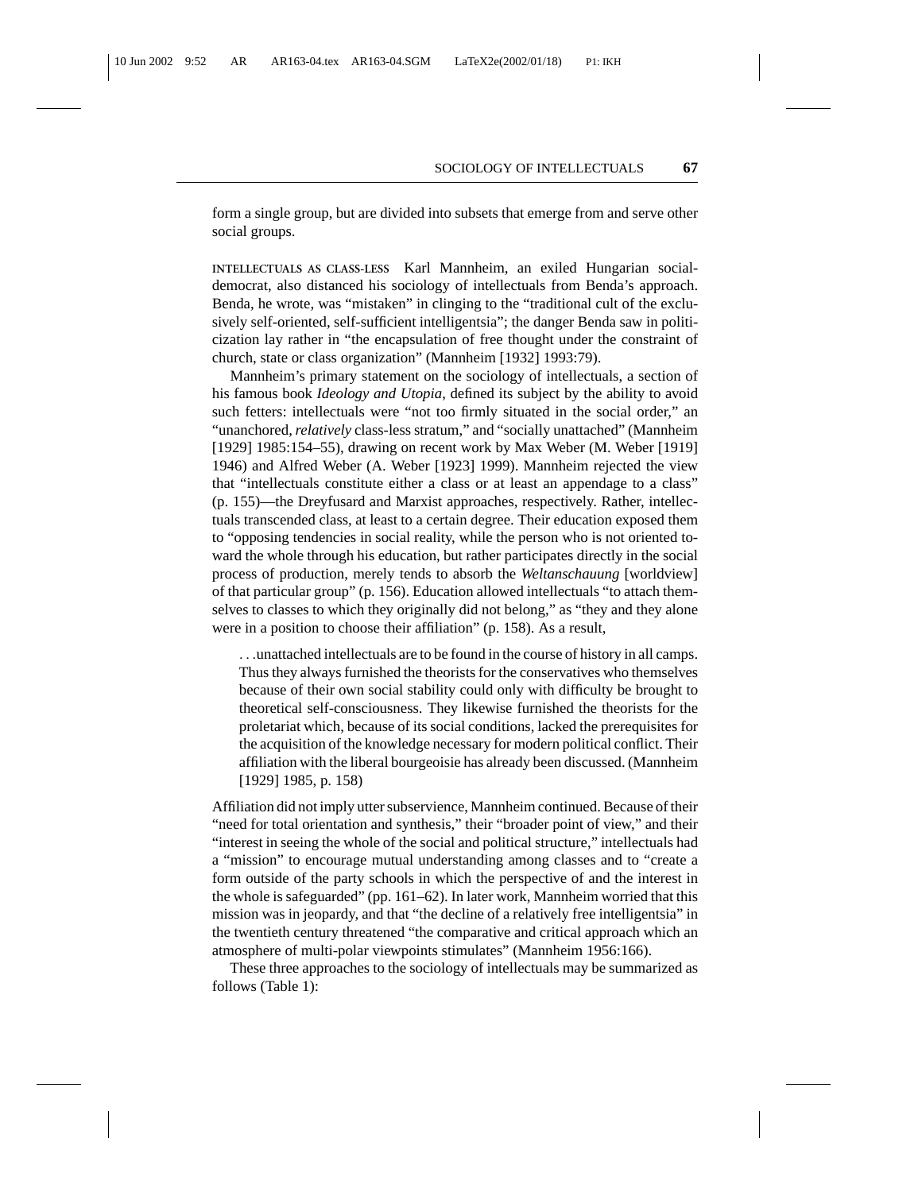form a single group, but are divided into subsets that emerge from and serve other social groups.

**INTELLECTUALS AS CLASS-LESS** Karl Mannheim, an exiled Hungarian social-democrat, also distanced his sociology of intellectuals from Benda's approach. Benda, he wrote, was "mistaken" in clinging to the "traditional cult of the exclusively self-oriented, self-sufficient intelligentsia"; the danger Benda saw in politicization lay rather in "the encapsulation of free thought under the constraint of church, state or class organization" (Mannheim [1932] 1993:79).

Mannheim's primary statement on the sociology of intellectuals, a section of his famous book *Ideology and Utopia*, defined its subject by the ability to avoid such fetters: intellectuals were "not too firmly situated in the social order," an "unanchored, *relatively* class-less stratum," and "socially unattached" (Mannheim [1929] 1985:154–55), drawing on recent work by Max Weber (M. Weber [1919] 1946) and Alfred Weber (A. Weber [1923] 1999). Mannheim rejected the view that "intellectuals constitute either a class or at least an appendage to a class" (p. 155)—the Dreyfusard and Marxist approaches, respectively. Rather, intellectuals transcended class, at least to a certain degree. Their education exposed them to "opposing tendencies in social reality, while the person who is not oriented toward the whole through his education, but rather participates directly in the social process of production, merely tends to absorb the *Weltanschauung* [worldview] of that particular group" (p. 156). Education allowed intellectuals "to attach themselves to classes to which they originally did not belong," as "they and they alone were in a position to choose their affiliation" (p. 158). As a result,

> . . .unattached intellectuals are to be found in the course of history in all camps. Thus they always furnished the theorists for the conservatives who themselves because of their own social stability could only with difficulty be brought to theoretical self-consciousness. They likewise furnished the theorists for the proletariat which, because of its social conditions, lacked the prerequisites for the acquisition of the knowledge necessary for modern political conflict. Their affiliation with the liberal bourgeoisie has already been discussed. (Mannheim [1929] 1985, p. 158)

Affiliation did not imply utter subservience, Mannheim continued. Because of their "need for total orientation and synthesis," their "broader point of view," and their "interest in seeing the whole of the social and political structure," intellectuals had a "mission" to encourage mutual understanding among classes and to "create a form outside of the party schools in which the perspective of and the interest in the whole is safeguarded" (pp. 161–62). In later work, Mannheim worried that this mission was in jeopardy, and that "the decline of a relatively free intelligentsia" in the twentieth century threatened "the comparative and critical approach which an atmosphere of multi-polar viewpoints stimulates" (Mannheim 1956:166).

These three approaches to the sociology of intellectuals may be summarized as follows (Table 1):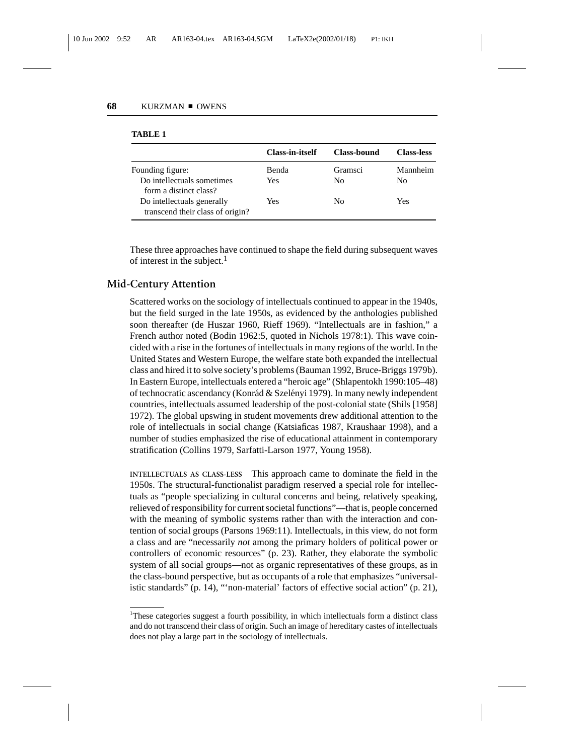**TABLE 1**

| | Class-in-itself | Class-bound | Class-less |
|---|---|---|---|
| Founding figure: | Benda | Gramsci | Mannheim |
| Do intellectuals sometimes form a distinct class? | Yes | No | No |
| Do intellectuals generally transcend their class of origin? | Yes | No | Yes |

These three approaches have continued to shape the field during subsequent waves of interest in the subject.[1]

## Mid-Century Attention

Scattered works on the sociology of intellectuals continued to appear in the 1940s, but the field surged in the late 1950s, as evidenced by the anthologies published soon thereafter (de Huszar 1960, Rieff 1969). "Intellectuals are in fashion," a French author noted (Bodin 1962:5, quoted in Nichols 1978:1). This wave coincided with a rise in the fortunes of intellectuals in many regions of the world. In the United States and Western Europe, the welfare state both expanded the intellectual class and hired it to solve society's problems (Bauman 1992, Bruce-Briggs 1979b). In Eastern Europe, intellectuals entered a "heroic age" (Shlapentokh 1990:105–48) of technocratic ascendancy (Konrád & Szelényi 1979). In many newly independent countries, intellectuals assumed leadership of the post-colonial state (Shils [1958] 1972). The global upswing in student movements drew additional attention to the role of intellectuals in social change (Katsiaficas 1987, Kraushaar 1998), and a number of studies emphasized the rise of educational attainment in contemporary stratification (Collins 1979, Sarfatti-Larson 1977, Young 1958).

**INTELLECTUALS AS CLASS-LESS** This approach came to dominate the field in the 1950s. The structural-functionalist paradigm reserved a special role for intellectuals as "people specializing in cultural concerns and being, relatively speaking, relieved of responsibility for current societal functions"—that is, people concerned with the meaning of symbolic systems rather than with the interaction and contention of social groups (Parsons 1969:11). Intellectuals, in this view, do not form a class and are "necessarily *not* among the primary holders of political power or controllers of economic resources" (p. 23). Rather, they elaborate the symbolic system of all social groups—not as organic representatives of these groups, as in the class-bound perspective, but as occupants of a role that emphasizes "universalistic standards" (p. 14), "'non-material' factors of effective social action" (p. 21),

[1]These categories suggest a fourth possibility, in which intellectuals form a distinct class and do not transcend their class of origin. Such an image of hereditary castes of intellectuals does not play a large part in the sociology of intellectuals.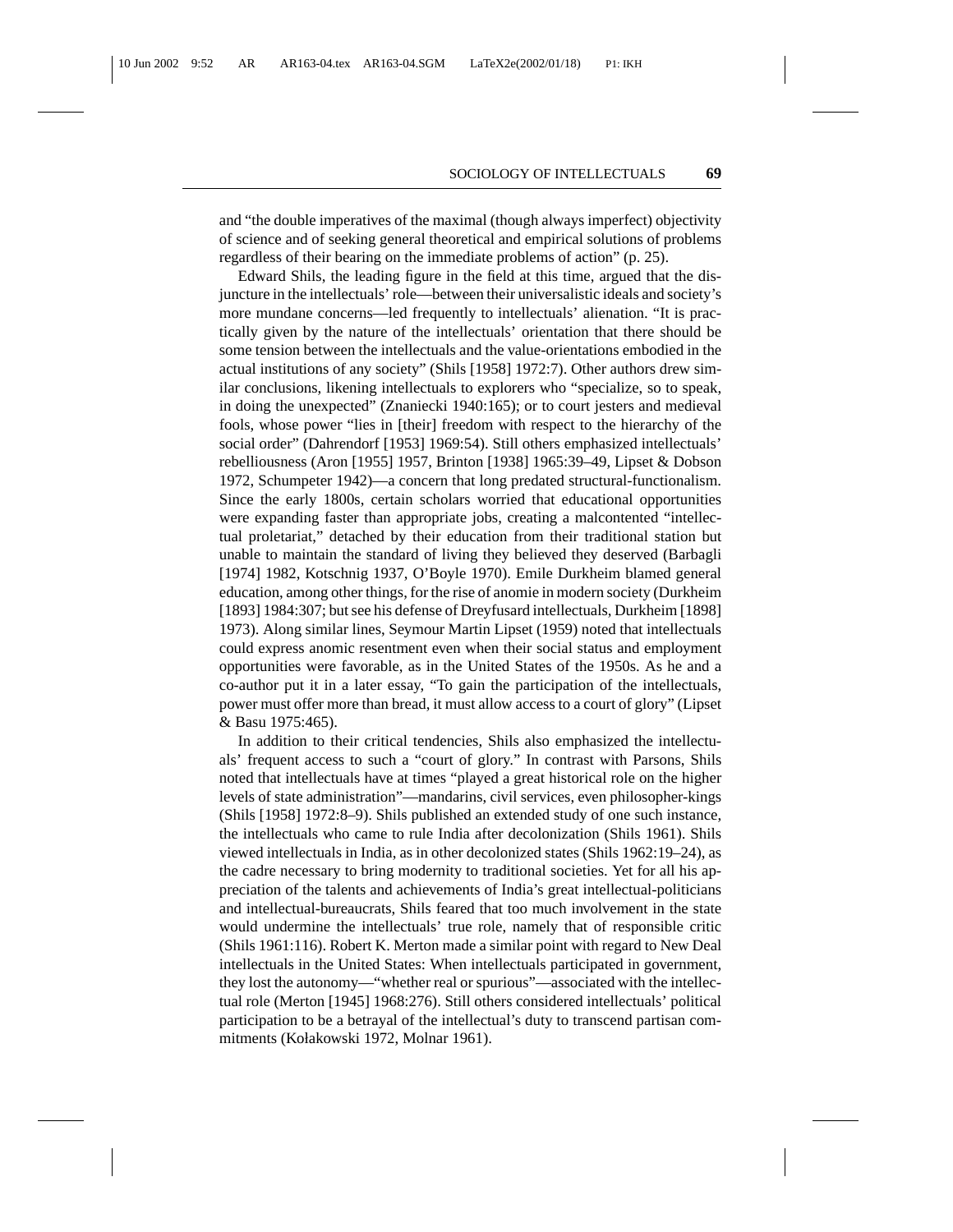and "the double imperatives of the maximal (though always imperfect) objectivity of science and of seeking general theoretical and empirical solutions of problems regardless of their bearing on the immediate problems of action" (p. 25).

Edward Shils, the leading figure in the field at this time, argued that the disjuncture in the intellectuals' role—between their universalistic ideals and society's more mundane concerns—led frequently to intellectuals' alienation. "It is practically given by the nature of the intellectuals' orientation that there should be some tension between the intellectuals and the value-orientations embodied in the actual institutions of any society" (Shils [1958] 1972:7). Other authors drew similar conclusions, likening intellectuals to explorers who "specialize, so to speak, in doing the unexpected" (Znaniecki 1940:165); or to court jesters and medieval fools, whose power "lies in [their] freedom with respect to the hierarchy of the social order" (Dahrendorf [1953] 1969:54). Still others emphasized intellectuals' rebelliousness (Aron [1955] 1957, Brinton [1938] 1965:39–49, Lipset & Dobson 1972, Schumpeter 1942)—a concern that long predated structural-functionalism. Since the early 1800s, certain scholars worried that educational opportunities were expanding faster than appropriate jobs, creating a malcontented "intellectual proletariat," detached by their education from their traditional station but unable to maintain the standard of living they believed they deserved (Barbagli [1974] 1982, Kotschnig 1937, O'Boyle 1970). Emile Durkheim blamed general education, among other things, for the rise of anomie in modern society (Durkheim [1893] 1984:307; but see his defense of Dreyfusard intellectuals, Durkheim [1898] 1973). Along similar lines, Seymour Martin Lipset (1959) noted that intellectuals could express anomic resentment even when their social status and employment opportunities were favorable, as in the United States of the 1950s. As he and a co-author put it in a later essay, "To gain the participation of the intellectuals, power must offer more than bread, it must allow access to a court of glory" (Lipset & Basu 1975:465).

In addition to their critical tendencies, Shils also emphasized the intellectuals' frequent access to such a "court of glory." In contrast with Parsons, Shils noted that intellectuals have at times "played a great historical role on the higher levels of state administration"—mandarins, civil services, even philosopher-kings (Shils [1958] 1972:8–9). Shils published an extended study of one such instance, the intellectuals who came to rule India after decolonization (Shils 1961). Shils viewed intellectuals in India, as in other decolonized states (Shils 1962:19–24), as the cadre necessary to bring modernity to traditional societies. Yet for all his appreciation of the talents and achievements of India's great intellectual-politicians and intellectual-bureaucrats, Shils feared that too much involvement in the state would undermine the intellectuals' true role, namely that of responsible critic (Shils 1961:116). Robert K. Merton made a similar point with regard to New Deal intellectuals in the United States: When intellectuals participated in government, they lost the autonomy—"whether real or spurious"—associated with the intellectual role (Merton [1945] 1968:276). Still others considered intellectuals' political participation to be a betrayal of the intellectual's duty to transcend partisan commitments (Kołakowski 1972, Molnar 1961).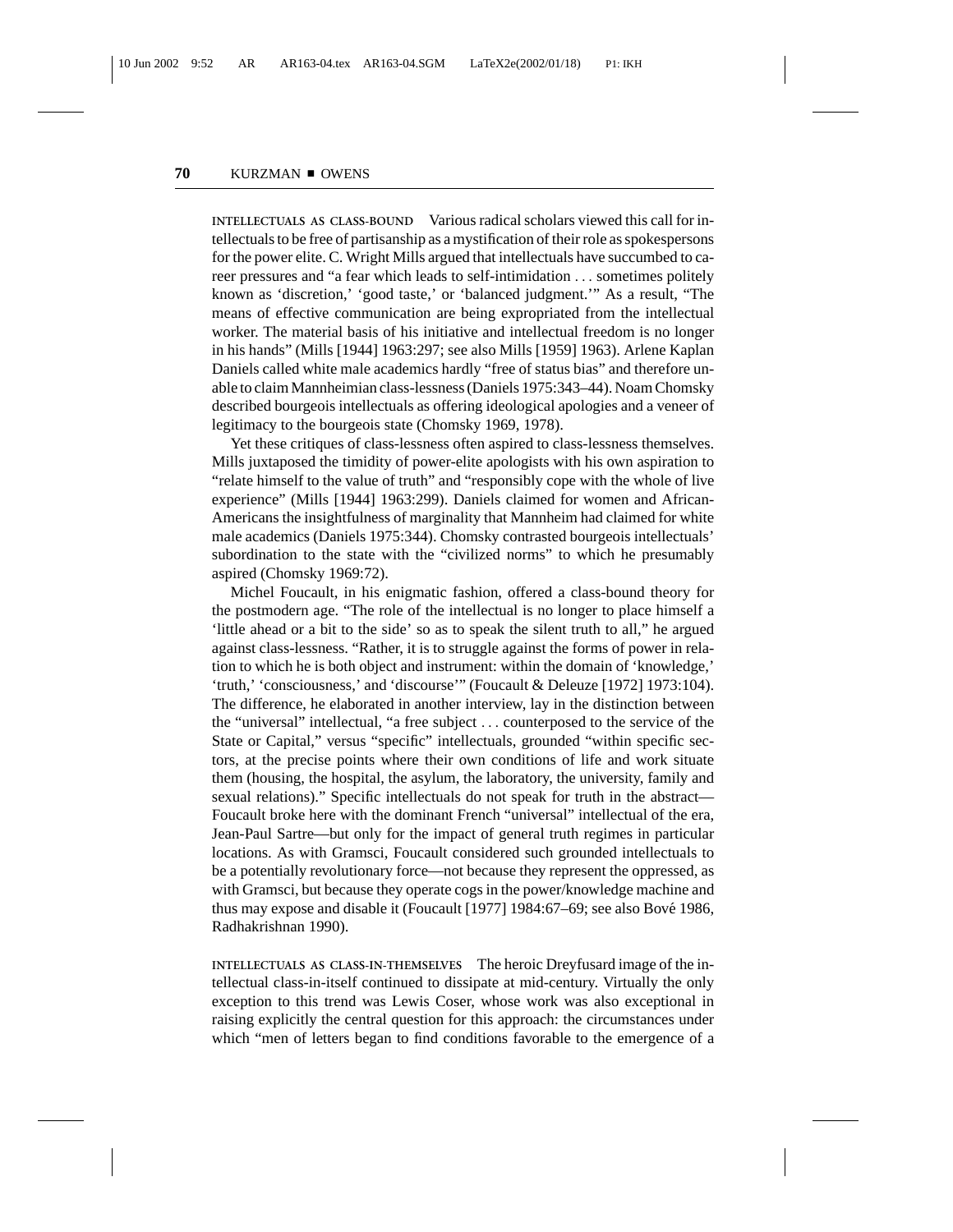**INTELLECTUALS AS CLASS-BOUND** Various radical scholars viewed this call for intellectuals to be free of partisanship as a mystification of their role as spokespersons for the power elite. C. Wright Mills argued that intellectuals have succumbed to career pressures and "a fear which leads to self-intimidation . . . sometimes politely known as 'discretion,' 'good taste,' or 'balanced judgment.'" As a result, "The means of effective communication are being expropriated from the intellectual worker. The material basis of his initiative and intellectual freedom is no longer in his hands" (Mills [1944] 1963:297; see also Mills [1959] 1963). Arlene Kaplan Daniels called white male academics hardly "free of status bias" and therefore unable to claim Mannheimian class-lessness (Daniels 1975:343–44). Noam Chomsky described bourgeois intellectuals as offering ideological apologies and a veneer of legitimacy to the bourgeois state (Chomsky 1969, 1978).

Yet these critiques of class-lessness often aspired to class-lessness themselves. Mills juxtaposed the timidity of power-elite apologists with his own aspiration to "relate himself to the value of truth" and "responsibly cope with the whole of live experience" (Mills [1944] 1963:299). Daniels claimed for women and African-Americans the insightfulness of marginality that Mannheim had claimed for white male academics (Daniels 1975:344). Chomsky contrasted bourgeois intellectuals' subordination to the state with the "civilized norms" to which he presumably aspired (Chomsky 1969:72).

Michel Foucault, in his enigmatic fashion, offered a class-bound theory for the postmodern age. "The role of the intellectual is no longer to place himself a 'little ahead or a bit to the side' so as to speak the silent truth to all," he argued against class-lessness. "Rather, it is to struggle against the forms of power in relation to which he is both object and instrument: within the domain of 'knowledge,' 'truth,' 'consciousness,' and 'discourse'" (Foucault & Deleuze [1972] 1973:104). The difference, he elaborated in another interview, lay in the distinction between the "universal" intellectual, "a free subject . . . counterposed to the service of the State or Capital," versus "specific" intellectuals, grounded "within specific sectors, at the precise points where their own conditions of life and work situate them (housing, the hospital, the asylum, the laboratory, the university, family and sexual relations)." Specific intellectuals do not speak for truth in the abstract—Foucault broke here with the dominant French "universal" intellectual of the era, Jean-Paul Sartre—but only for the impact of general truth regimes in particular locations. As with Gramsci, Foucault considered such grounded intellectuals to be a potentially revolutionary force—not because they represent the oppressed, as with Gramsci, but because they operate cogs in the power/knowledge machine and thus may expose and disable it (Foucault [1977] 1984:67–69; see also Bové 1986, Radhakrishnan 1990).

**INTELLECTUALS AS CLASS-IN-THEMSELVES** The heroic Dreyfusard image of the intellectual class-in-itself continued to dissipate at mid-century. Virtually the only exception to this trend was Lewis Coser, whose work was also exceptional in raising explicitly the central question for this approach: the circumstances under which "men of letters began to find conditions favorable to the emergence of a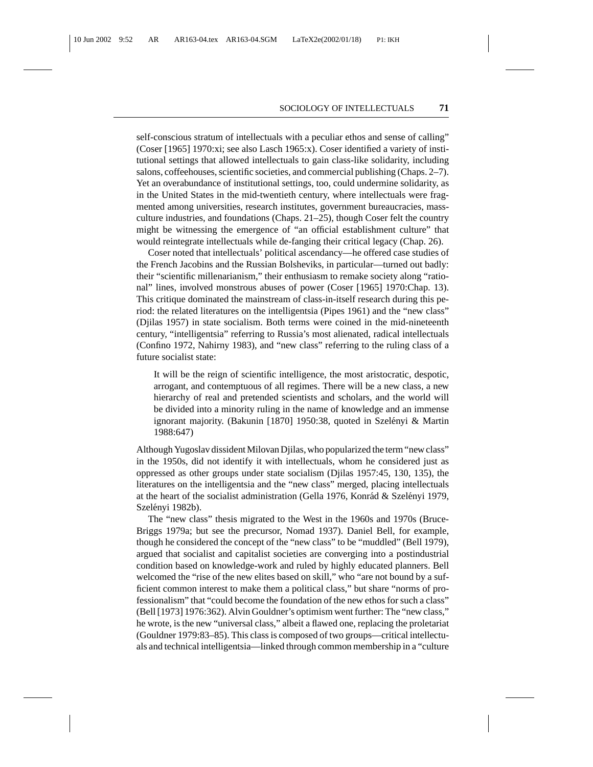self-conscious stratum of intellectuals with a peculiar ethos and sense of calling" (Coser [1965] 1970:xi; see also Lasch 1965:x). Coser identified a variety of institutional settings that allowed intellectuals to gain class-like solidarity, including salons, coffeehouses, scientific societies, and commercial publishing (Chaps. 2–7). Yet an overabundance of institutional settings, too, could undermine solidarity, as in the United States in the mid-twentieth century, where intellectuals were fragmented among universities, research institutes, government bureaucracies, mass-culture industries, and foundations (Chaps. 21–25), though Coser felt the country might be witnessing the emergence of "an official establishment culture" that would reintegrate intellectuals while de-fanging their critical legacy (Chap. 26).

Coser noted that intellectuals' political ascendancy—he offered case studies of the French Jacobins and the Russian Bolsheviks, in particular—turned out badly: their "scientific millenarianism," their enthusiasm to remake society along "rational" lines, involved monstrous abuses of power (Coser [1965] 1970:Chap. 13). This critique dominated the mainstream of class-in-itself research during this period: the related literatures on the intelligentsia (Pipes 1961) and the "new class" (Djilas 1957) in state socialism. Both terms were coined in the mid-nineteenth century, "intelligentsia" referring to Russia's most alienated, radical intellectuals (Confino 1972, Nahirny 1983), and "new class" referring to the ruling class of a future socialist state:

> It will be the reign of scientific intelligence, the most aristocratic, despotic, arrogant, and contemptuous of all regimes. There will be a new class, a new hierarchy of real and pretended scientists and scholars, and the world will be divided into a minority ruling in the name of knowledge and an immense ignorant majority. (Bakunin [1870] 1950:38, quoted in Szelényi & Martin 1988:647)

Although Yugoslav dissident Milovan Djilas, who popularized the term "new class" in the 1950s, did not identify it with intellectuals, whom he considered just as oppressed as other groups under state socialism (Djilas 1957:45, 130, 135), the literatures on the intelligentsia and the "new class" merged, placing intellectuals at the heart of the socialist administration (Gella 1976, Konrád & Szelényi 1979, Szelényi 1982b).

The "new class" thesis migrated to the West in the 1960s and 1970s (Bruce-Briggs 1979a; but see the precursor, Nomad 1937). Daniel Bell, for example, though he considered the concept of the "new class" to be "muddled" (Bell 1979), argued that socialist and capitalist societies are converging into a postindustrial condition based on knowledge-work and ruled by highly educated planners. Bell welcomed the "rise of the new elites based on skill," who "are not bound by a sufficient common interest to make them a political class," but share "norms of professionalism" that "could become the foundation of the new ethos for such a class" (Bell [1973] 1976:362). Alvin Gouldner's optimism went further: The "new class," he wrote, is the new "universal class," albeit a flawed one, replacing the proletariat (Gouldner 1979:83–85). This class is composed of two groups—critical intellectuals and technical intelligentsia—linked through common membership in a "culture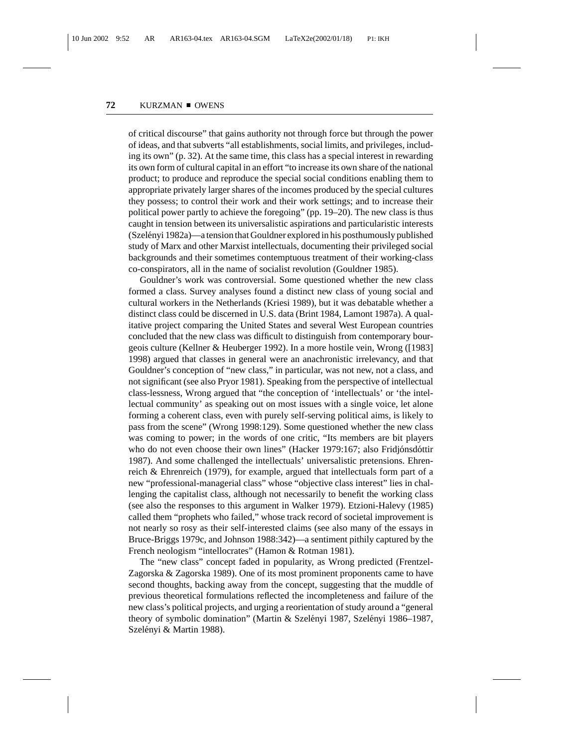of critical discourse" that gains authority not through force but through the power of ideas, and that subverts "all establishments, social limits, and privileges, including its own" (p. 32). At the same time, this class has a special interest in rewarding its own form of cultural capital in an effort "to increase its own share of the national product; to produce and reproduce the special social conditions enabling them to appropriate privately larger shares of the incomes produced by the special cultures they possess; to control their work and their work settings; and to increase their political power partly to achieve the foregoing" (pp. 19–20). The new class is thus caught in tension between its universalistic aspirations and particularistic interests (Szelényi 1982a)—a tension that Gouldner explored in his posthumously published study of Marx and other Marxist intellectuals, documenting their privileged social backgrounds and their sometimes contemptuous treatment of their working-class co-conspirators, all in the name of socialist revolution (Gouldner 1985).

Gouldner's work was controversial. Some questioned whether the new class formed a class. Survey analyses found a distinct new class of young social and cultural workers in the Netherlands (Kriesi 1989), but it was debatable whether a distinct class could be discerned in U.S. data (Brint 1984, Lamont 1987a). A qualitative project comparing the United States and several West European countries concluded that the new class was difficult to distinguish from contemporary bourgeois culture (Kellner & Heuberger 1992). In a more hostile vein, Wrong ([1983] 1998) argued that classes in general were an anachronistic irrelevancy, and that Gouldner's conception of "new class," in particular, was not new, not a class, and not significant (see also Pryor 1981). Speaking from the perspective of intellectual class-lessness, Wrong argued that "the conception of 'intellectuals' or 'the intellectual community' as speaking out on most issues with a single voice, let alone forming a coherent class, even with purely self-serving political aims, is likely to pass from the scene" (Wrong 1998:129). Some questioned whether the new class was coming to power; in the words of one critic, "Its members are bit players who do not even choose their own lines" (Hacker 1979:167; also Fridjónsdóttir 1987). And some challenged the intellectuals' universalistic pretensions. Ehrenreich & Ehrenreich (1979), for example, argued that intellectuals form part of a new "professional-managerial class" whose "objective class interest" lies in challenging the capitalist class, although not necessarily to benefit the working class (see also the responses to this argument in Walker 1979). Etzioni-Halevy (1985) called them "prophets who failed," whose track record of societal improvement is not nearly so rosy as their self-interested claims (see also many of the essays in Bruce-Briggs 1979c, and Johnson 1988:342)—a sentiment pithily captured by the French neologism "intellocrates" (Hamon & Rotman 1981).

The "new class" concept faded in popularity, as Wrong predicted (Frentzel-Zagorska & Zagorska 1989). One of its most prominent proponents came to have second thoughts, backing away from the concept, suggesting that the muddle of previous theoretical formulations reflected the incompleteness and failure of the new class's political projects, and urging a reorientation of study around a "general theory of symbolic domination" (Martin & Szelényi 1987, Szelényi 1986–1987, Szelényi & Martin 1988).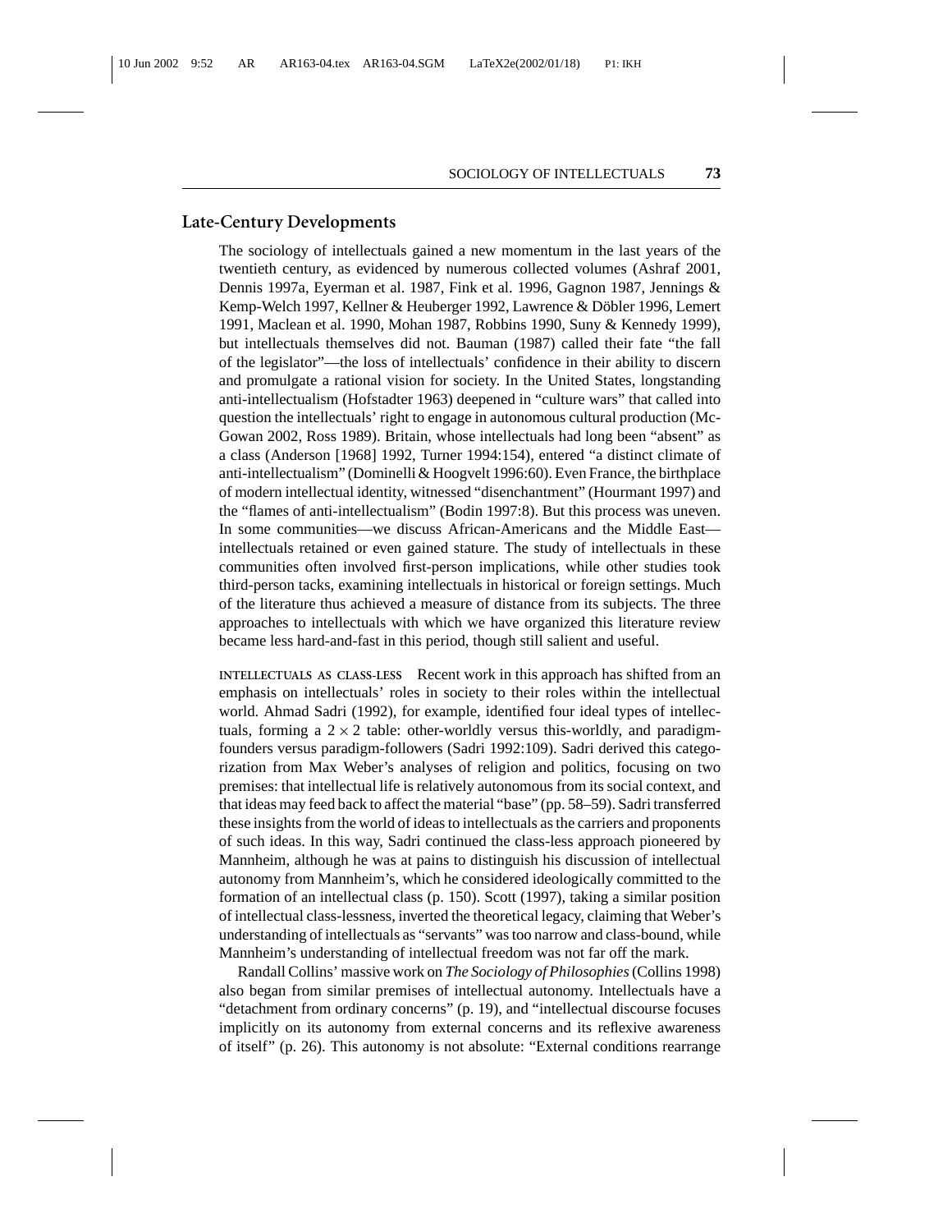## Late-Century Developments

The sociology of intellectuals gained a new momentum in the last years of the twentieth century, as evidenced by numerous collected volumes (Ashraf 2001, Dennis 1997a, Eyerman et al. 1987, Fink et al. 1996, Gagnon 1987, Jennings & Kemp-Welch 1997, Kellner & Heuberger 1992, Lawrence & Döbler 1996, Lemert 1991, Maclean et al. 1990, Mohan 1987, Robbins 1990, Suny & Kennedy 1999), but intellectuals themselves did not. Bauman (1987) called their fate "the fall of the legislator"—the loss of intellectuals' confidence in their ability to discern and promulgate a rational vision for society. In the United States, longstanding anti-intellectualism (Hofstadter 1963) deepened in "culture wars" that called into question the intellectuals' right to engage in autonomous cultural production (McGowan 2002, Ross 1989). Britain, whose intellectuals had long been "absent" as a class (Anderson [1968] 1992, Turner 1994:154), entered "a distinct climate of anti-intellectualism" (Dominelli & Hoogvelt 1996:60). Even France, the birthplace of modern intellectual identity, witnessed "disenchantment" (Hourmant 1997) and the "flames of anti-intellectualism" (Bodin 1997:8). But this process was uneven. In some communities—we discuss African-Americans and the Middle East—intellectuals retained or even gained stature. The study of intellectuals in these communities often involved first-person implications, while other studies took third-person tacks, examining intellectuals in historical or foreign settings. Much of the literature thus achieved a measure of distance from its subjects. The three approaches to intellectuals with which we have organized this literature review became less hard-and-fast in this period, though still salient and useful.

**INTELLECTUALS AS CLASS-LESS** Recent work in this approach has shifted from an emphasis on intellectuals' roles in society to their roles within the intellectual world. Ahmad Sadri (1992), for example, identified four ideal types of intellectuals, forming a $2 \times 2$ table: other-worldly versus this-worldly, and paradigm-founders versus paradigm-followers (Sadri 1992:109). Sadri derived this categorization from Max Weber's analyses of religion and politics, focusing on two premises: that intellectual life is relatively autonomous from its social context, and that ideas may feed back to affect the material "base" (pp. 58–59). Sadri transferred these insights from the world of ideas to intellectuals as the carriers and proponents of such ideas. In this way, Sadri continued the class-less approach pioneered by Mannheim, although he was at pains to distinguish his discussion of intellectual autonomy from Mannheim's, which he considered ideologically committed to the formation of an intellectual class (p. 150). Scott (1997), taking a similar position of intellectual class-lessness, inverted the theoretical legacy, claiming that Weber's understanding of intellectuals as "servants" was too narrow and class-bound, while Mannheim's understanding of intellectual freedom was not far off the mark.

Randall Collins' massive work on *The Sociology of Philosophies* (Collins 1998) also began from similar premises of intellectual autonomy. Intellectuals have a "detachment from ordinary concerns" (p. 19), and "intellectual discourse focuses implicitly on its autonomy from external concerns and its reflexive awareness of itself" (p. 26). This autonomy is not absolute: "External conditions rearrange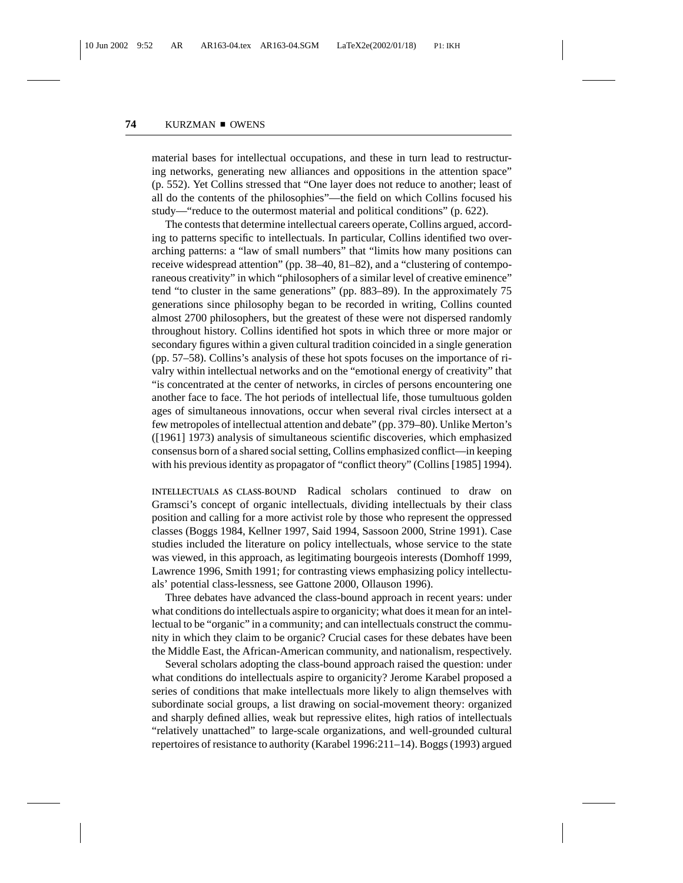material bases for intellectual occupations, and these in turn lead to restructuring networks, generating new alliances and oppositions in the attention space" (p. 552). Yet Collins stressed that "One layer does not reduce to another; least of all do the contents of the philosophies"—the field on which Collins focused his study—"reduce to the outermost material and political conditions" (p. 622).

The contests that determine intellectual careers operate, Collins argued, according to patterns specific to intellectuals. In particular, Collins identified two overarching patterns: a "law of small numbers" that "limits how many positions can receive widespread attention" (pp. 38–40, 81–82), and a "clustering of contemporaneous creativity" in which "philosophers of a similar level of creative eminence" tend "to cluster in the same generations" (pp. 883–89). In the approximately 75 generations since philosophy began to be recorded in writing, Collins counted almost 2700 philosophers, but the greatest of these were not dispersed randomly throughout history. Collins identified hot spots in which three or more major or secondary figures within a given cultural tradition coincided in a single generation (pp. 57–58). Collins's analysis of these hot spots focuses on the importance of rivalry within intellectual networks and on the "emotional energy of creativity" that "is concentrated at the center of networks, in circles of persons encountering one another face to face. The hot periods of intellectual life, those tumultuous golden ages of simultaneous innovations, occur when several rival circles intersect at a few metropoles of intellectual attention and debate" (pp. 379–80). Unlike Merton's ([1961] 1973) analysis of simultaneous scientific discoveries, which emphasized consensus born of a shared social setting, Collins emphasized conflict—in keeping with his previous identity as propagator of "conflict theory" (Collins [1985] 1994).

**INTELLECTUALS AS CLASS-BOUND** Radical scholars continued to draw on Gramsci's concept of organic intellectuals, dividing intellectuals by their class position and calling for a more activist role by those who represent the oppressed classes (Boggs 1984, Kellner 1997, Said 1994, Sassoon 2000, Strine 1991). Case studies included the literature on policy intellectuals, whose service to the state was viewed, in this approach, as legitimating bourgeois interests (Domhoff 1999, Lawrence 1996, Smith 1991; for contrasting views emphasizing policy intellectuals' potential class-lessness, see Gattone 2000, Ollauson 1996).

Three debates have advanced the class-bound approach in recent years: under what conditions do intellectuals aspire to organicity; what does it mean for an intellectual to be "organic" in a community; and can intellectuals construct the community in which they claim to be organic? Crucial cases for these debates have been the Middle East, the African-American community, and nationalism, respectively.

Several scholars adopting the class-bound approach raised the question: under what conditions do intellectuals aspire to organicity? Jerome Karabel proposed a series of conditions that make intellectuals more likely to align themselves with subordinate social groups, a list drawing on social-movement theory: organized and sharply defined allies, weak but repressive elites, high ratios of intellectuals "relatively unattached" to large-scale organizations, and well-grounded cultural repertoires of resistance to authority (Karabel 1996:211–14). Boggs (1993) argued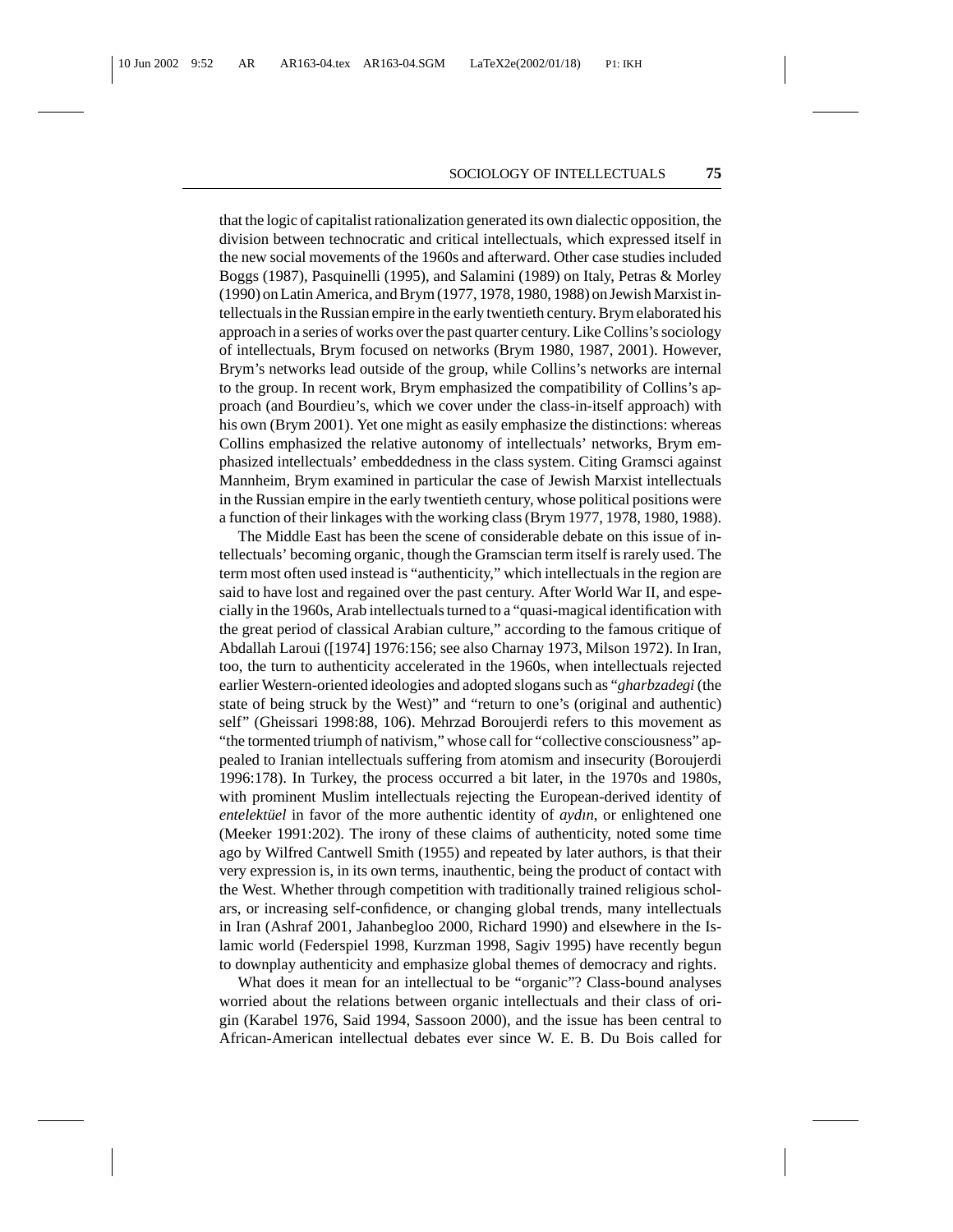that the logic of capitalist rationalization generated its own dialectic opposition, the division between technocratic and critical intellectuals, which expressed itself in the new social movements of the 1960s and afterward. Other case studies included Boggs (1987), Pasquinelli (1995), and Salamini (1989) on Italy, Petras & Morley (1990) on Latin America, and Brym (1977, 1978, 1980, 1988) on Jewish Marxist intellectuals in the Russian empire in the early twentieth century. Brym elaborated his approach in a series of works over the past quarter century. Like Collins's sociology of intellectuals, Brym focused on networks (Brym 1980, 1987, 2001). However, Brym's networks lead outside of the group, while Collins's networks are internal to the group. In recent work, Brym emphasized the compatibility of Collins's approach (and Bourdieu's, which we cover under the class-in-itself approach) with his own (Brym 2001). Yet one might as easily emphasize the distinctions: whereas Collins emphasized the relative autonomy of intellectuals' networks, Brym emphasized intellectuals' embeddedness in the class system. Citing Gramsci against Mannheim, Brym examined in particular the case of Jewish Marxist intellectuals in the Russian empire in the early twentieth century, whose political positions were a function of their linkages with the working class (Brym 1977, 1978, 1980, 1988).

The Middle East has been the scene of considerable debate on this issue of intellectuals' becoming organic, though the Gramscian term itself is rarely used. The term most often used instead is "authenticity," which intellectuals in the region are said to have lost and regained over the past century. After World War II, and especially in the 1960s, Arab intellectuals turned to a "quasi-magical identification with the great period of classical Arabian culture," according to the famous critique of Abdallah Laroui ([1974] 1976:156; see also Charnay 1973, Milson 1972). In Iran, too, the turn to authenticity accelerated in the 1960s, when intellectuals rejected earlier Western-oriented ideologies and adopted slogans such as "*gharbzadegi* (the state of being struck by the West)" and "return to one's (original and authentic) self" (Gheissari 1998:88, 106). Mehrzad Boroujerdi refers to this movement as "the tormented triumph of nativism," whose call for "collective consciousness" appealed to Iranian intellectuals suffering from atomism and insecurity (Boroujerdi 1996:178). In Turkey, the process occurred a bit later, in the 1970s and 1980s, with prominent Muslim intellectuals rejecting the European-derived identity of *entelektüel* in favor of the more authentic identity of *aydın*, or enlightened one (Meeker 1991:202). The irony of these claims of authenticity, noted some time ago by Wilfred Cantwell Smith (1955) and repeated by later authors, is that their very expression is, in its own terms, inauthentic, being the product of contact with the West. Whether through competition with traditionally trained religious scholars, or increasing self-confidence, or changing global trends, many intellectuals in Iran (Ashraf 2001, Jahanbegloo 2000, Richard 1990) and elsewhere in the Islamic world (Federspiel 1998, Kurzman 1998, Sagiv 1995) have recently begun to downplay authenticity and emphasize global themes of democracy and rights.

What does it mean for an intellectual to be "organic"? Class-bound analyses worried about the relations between organic intellectuals and their class of origin (Karabel 1976, Said 1994, Sassoon 2000), and the issue has been central to African-American intellectual debates ever since W. E. B. Du Bois called for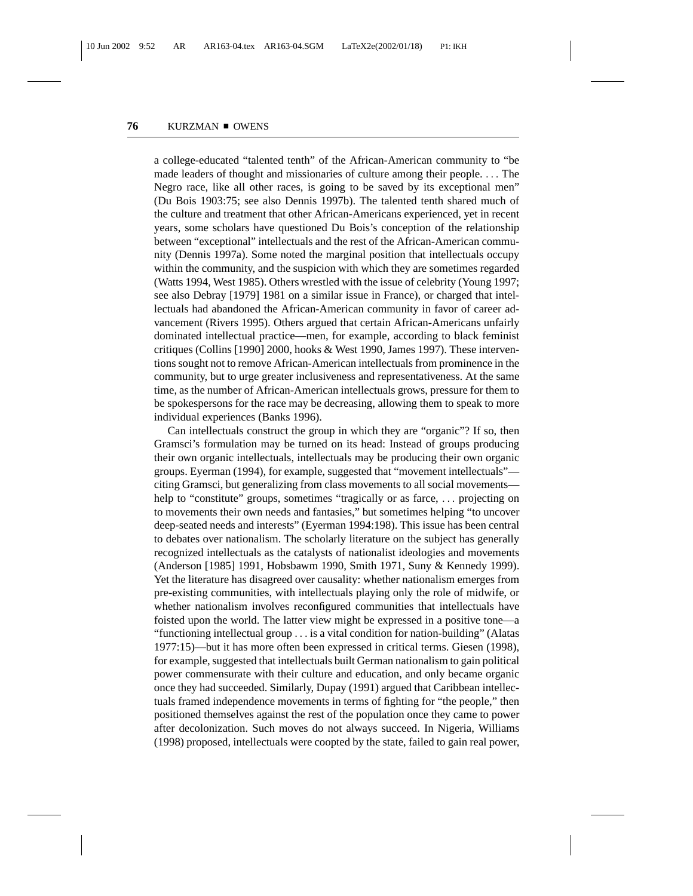a college-educated "talented tenth" of the African-American community to "be made leaders of thought and missionaries of culture among their people. . . . The Negro race, like all other races, is going to be saved by its exceptional men" (Du Bois 1903:75; see also Dennis 1997b). The talented tenth shared much of the culture and treatment that other African-Americans experienced, yet in recent years, some scholars have questioned Du Bois's conception of the relationship between "exceptional" intellectuals and the rest of the African-American community (Dennis 1997a). Some noted the marginal position that intellectuals occupy within the community, and the suspicion with which they are sometimes regarded (Watts 1994, West 1985). Others wrestled with the issue of celebrity (Young 1997; see also Debray [1979] 1981 on a similar issue in France), or charged that intellectuals had abandoned the African-American community in favor of career advancement (Rivers 1995). Others argued that certain African-Americans unfairly dominated intellectual practice—men, for example, according to black feminist critiques (Collins [1990] 2000, hooks & West 1990, James 1997). These interventions sought not to remove African-American intellectuals from prominence in the community, but to urge greater inclusiveness and representativeness. At the same time, as the number of African-American intellectuals grows, pressure for them to be spokespersons for the race may be decreasing, allowing them to speak to more individual experiences (Banks 1996).

Can intellectuals construct the group in which they are "organic"? If so, then Gramsci's formulation may be turned on its head: Instead of groups producing their own organic intellectuals, intellectuals may be producing their own organic groups. Eyerman (1994), for example, suggested that "movement intellectuals"—citing Gramsci, but generalizing from class movements to all social movements—help to "constitute" groups, sometimes "tragically or as farce, . . . projecting on to movements their own needs and fantasies," but sometimes helping "to uncover deep-seated needs and interests" (Eyerman 1994:198). This issue has been central to debates over nationalism. The scholarly literature on the subject has generally recognized intellectuals as the catalysts of nationalist ideologies and movements (Anderson [1985] 1991, Hobsbawm 1990, Smith 1971, Suny & Kennedy 1999). Yet the literature has disagreed over causality: whether nationalism emerges from pre-existing communities, with intellectuals playing only the role of midwife, or whether nationalism involves reconfigured communities that intellectuals have foisted upon the world. The latter view might be expressed in a positive tone—a "functioning intellectual group . . . is a vital condition for nation-building" (Alatas 1977:15)—but it has more often been expressed in critical terms. Giesen (1998), for example, suggested that intellectuals built German nationalism to gain political power commensurate with their culture and education, and only became organic once they had succeeded. Similarly, Dupay (1991) argued that Caribbean intellectuals framed independence movements in terms of fighting for "the people," then positioned themselves against the rest of the population once they came to power after decolonization. Such moves do not always succeed. In Nigeria, Williams (1998) proposed, intellectuals were coopted by the state, failed to gain real power,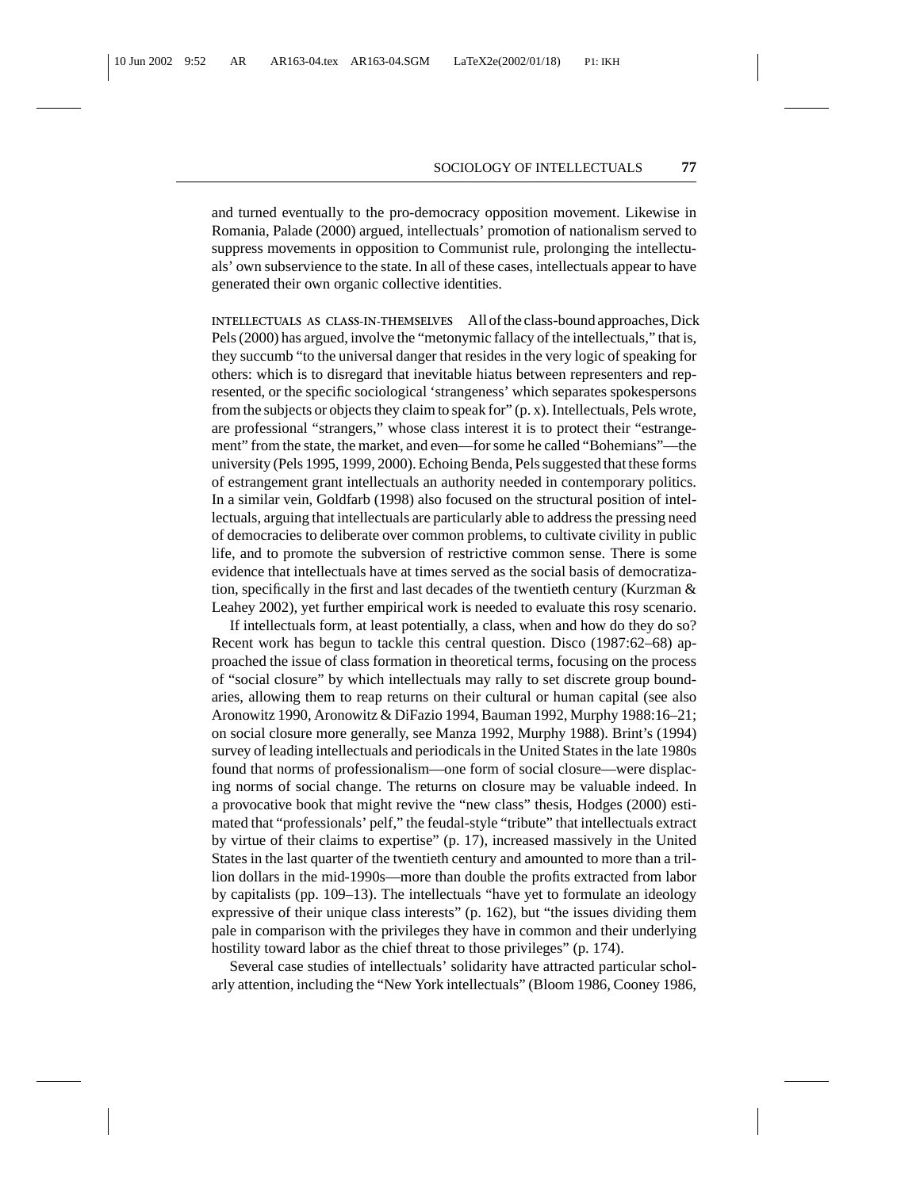and turned eventually to the pro-democracy opposition movement. Likewise in Romania, Palade (2000) argued, intellectuals' promotion of nationalism served to suppress movements in opposition to Communist rule, prolonging the intellectuals' own subservience to the state. In all of these cases, intellectuals appear to have generated their own organic collective identities.

**INTELLECTUALS AS CLASS-IN-THEMSELVES** All of the class-bound approaches, Dick Pels (2000) has argued, involve the "metonymic fallacy of the intellectuals," that is, they succumb "to the universal danger that resides in the very logic of speaking for others: which is to disregard that inevitable hiatus between representers and represented, or the specific sociological 'strangeness' which separates spokespersons from the subjects or objects they claim to speak for" (p. x). Intellectuals, Pels wrote, are professional "strangers," whose class interest it is to protect their "estrangement" from the state, the market, and even—for some he called "Bohemians"—the university (Pels 1995, 1999, 2000). Echoing Benda, Pels suggested that these forms of estrangement grant intellectuals an authority needed in contemporary politics. In a similar vein, Goldfarb (1998) also focused on the structural position of intellectuals, arguing that intellectuals are particularly able to address the pressing need of democracies to deliberate over common problems, to cultivate civility in public life, and to promote the subversion of restrictive common sense. There is some evidence that intellectuals have at times served as the social basis of democratization, specifically in the first and last decades of the twentieth century (Kurzman & Leahey 2002), yet further empirical work is needed to evaluate this rosy scenario.

If intellectuals form, at least potentially, a class, when and how do they do so? Recent work has begun to tackle this central question. Disco (1987:62–68) approached the issue of class formation in theoretical terms, focusing on the process of "social closure" by which intellectuals may rally to set discrete group boundaries, allowing them to reap returns on their cultural or human capital (see also Aronowitz 1990, Aronowitz & DiFazio 1994, Bauman 1992, Murphy 1988:16–21; on social closure more generally, see Manza 1992, Murphy 1988). Brint's (1994) survey of leading intellectuals and periodicals in the United States in the late 1980s found that norms of professionalism—one form of social closure—were displacing norms of social change. The returns on closure may be valuable indeed. In a provocative book that might revive the "new class" thesis, Hodges (2000) estimated that "professionals' pelf," the feudal-style "tribute" that intellectuals extract by virtue of their claims to expertise" (p. 17), increased massively in the United States in the last quarter of the twentieth century and amounted to more than a trillion dollars in the mid-1990s—more than double the profits extracted from labor by capitalists (pp. 109–13). The intellectuals "have yet to formulate an ideology expressive of their unique class interests" (p. 162), but "the issues dividing them pale in comparison with the privileges they have in common and their underlying hostility toward labor as the chief threat to those privileges" (p. 174).

Several case studies of intellectuals' solidarity have attracted particular scholarly attention, including the "New York intellectuals" (Bloom 1986, Cooney 1986,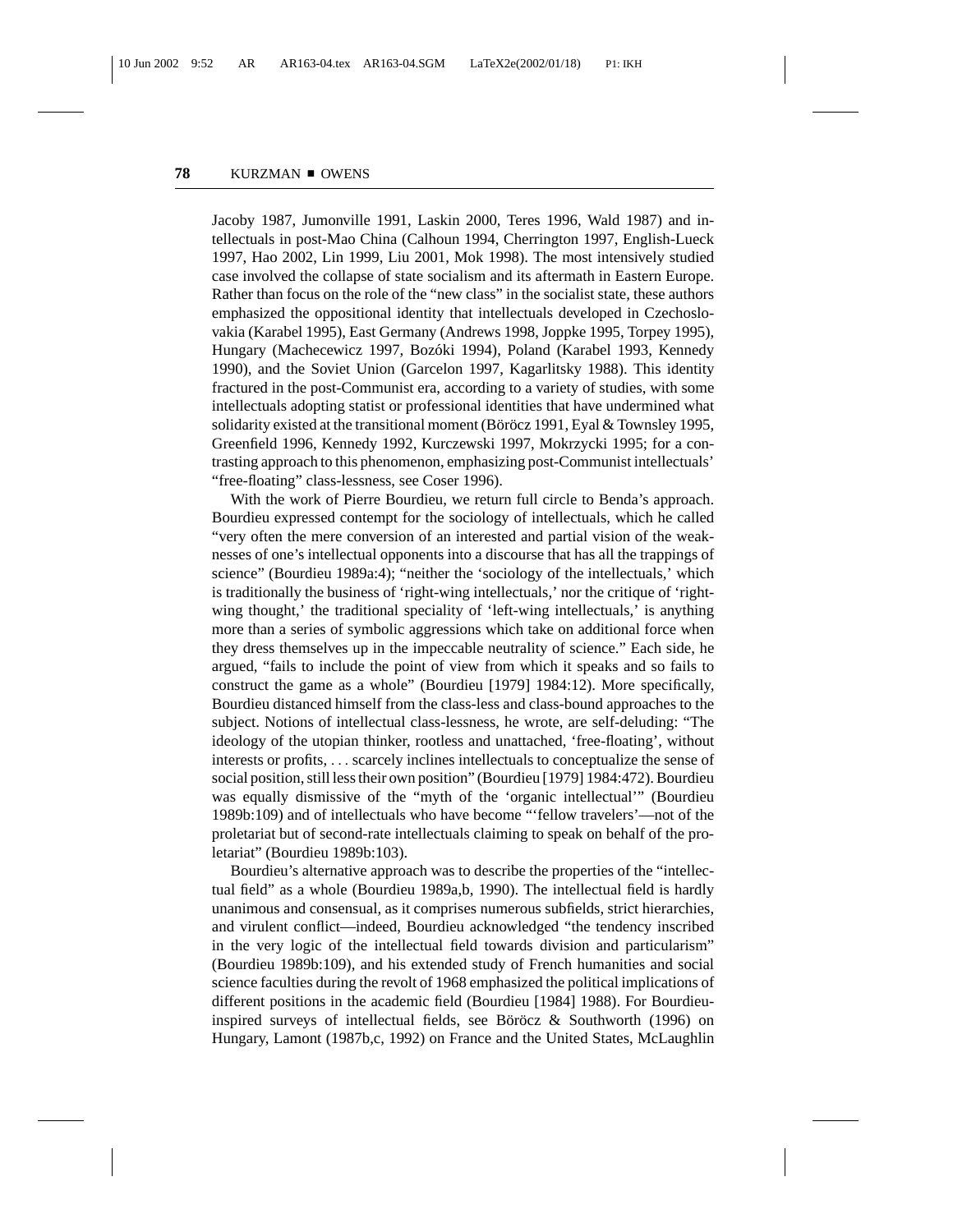Jacoby 1987, Jumonville 1991, Laskin 2000, Teres 1996, Wald 1987) and intellectuals in post-Mao China (Calhoun 1994, Cherrington 1997, English-Lueck 1997, Hao 2002, Lin 1999, Liu 2001, Mok 1998). The most intensively studied case involved the collapse of state socialism and its aftermath in Eastern Europe. Rather than focus on the role of the "new class" in the socialist state, these authors emphasized the oppositional identity that intellectuals developed in Czechoslovakia (Karabel 1995), East Germany (Andrews 1998, Joppke 1995, Torpey 1995), Hungary (Machecewicz 1997, Bozóki 1994), Poland (Karabel 1993, Kennedy 1990), and the Soviet Union (Garcelon 1997, Kagarlitsky 1988). This identity fractured in the post-Communist era, according to a variety of studies, with some intellectuals adopting statist or professional identities that have undermined what solidarity existed at the transitional moment (Böröcz 1991, Eyal & Townsley 1995, Greenfield 1996, Kennedy 1992, Kurczewski 1997, Mokrzycki 1995; for a contrasting approach to this phenomenon, emphasizing post-Communist intellectuals' "free-floating" class-lessness, see Coser 1996).

With the work of Pierre Bourdieu, we return full circle to Benda's approach. Bourdieu expressed contempt for the sociology of intellectuals, which he called "very often the mere conversion of an interested and partial vision of the weaknesses of one's intellectual opponents into a discourse that has all the trappings of science" (Bourdieu 1989a:4); "neither the 'sociology of the intellectuals,' which is traditionally the business of 'right-wing intellectuals,' nor the critique of 'right-wing thought,' the traditional speciality of 'left-wing intellectuals,' is anything more than a series of symbolic aggressions which take on additional force when they dress themselves up in the impeccable neutrality of science." Each side, he argued, "fails to include the point of view from which it speaks and so fails to construct the game as a whole" (Bourdieu [1979] 1984:12). More specifically, Bourdieu distanced himself from the class-less and class-bound approaches to the subject. Notions of intellectual class-lessness, he wrote, are self-deluding: "The ideology of the utopian thinker, rootless and unattached, 'free-floating', without interests or profits, . . . scarcely inclines intellectuals to conceptualize the sense of social position, still less their own position" (Bourdieu [1979] 1984:472). Bourdieu was equally dismissive of the "myth of the 'organic intellectual'" (Bourdieu 1989b:109) and of intellectuals who have become "'fellow travelers'—not of the proletariat but of second-rate intellectuals claiming to speak on behalf of the proletariat" (Bourdieu 1989b:103).

Bourdieu's alternative approach was to describe the properties of the "intellectual field" as a whole (Bourdieu 1989a,b, 1990). The intellectual field is hardly unanimous and consensual, as it comprises numerous subfields, strict hierarchies, and virulent conflict—indeed, Bourdieu acknowledged "the tendency inscribed in the very logic of the intellectual field towards division and particularism" (Bourdieu 1989b:109), and his extended study of French humanities and social science faculties during the revolt of 1968 emphasized the political implications of different positions in the academic field (Bourdieu [1984] 1988). For Bourdieu-inspired surveys of intellectual fields, see Böröcz & Southworth (1996) on Hungary, Lamont (1987b,c, 1992) on France and the United States, McLaughlin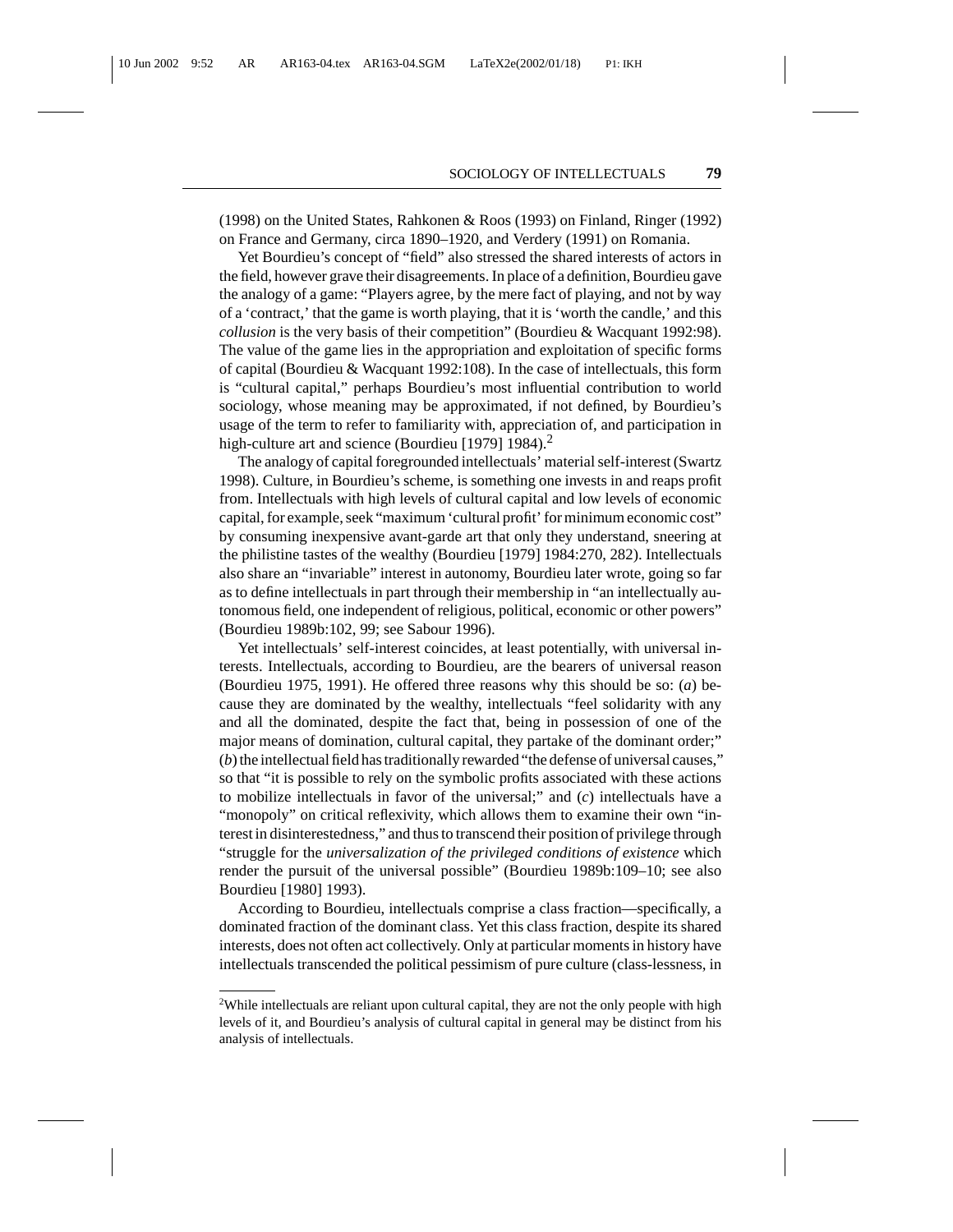(1998) on the United States, Rahkonen & Roos (1993) on Finland, Ringer (1992) on France and Germany, circa 1890–1920, and Verdery (1991) on Romania.

Yet Bourdieu's concept of "field" also stressed the shared interests of actors in the field, however grave their disagreements. In place of a definition, Bourdieu gave the analogy of a game: "Players agree, by the mere fact of playing, and not by way of a 'contract,' that the game is worth playing, that it is 'worth the candle,' and this *collusion* is the very basis of their competition" (Bourdieu & Wacquant 1992:98). The value of the game lies in the appropriation and exploitation of specific forms of capital (Bourdieu & Wacquant 1992:108). In the case of intellectuals, this form is "cultural capital," perhaps Bourdieu's most influential contribution to world sociology, whose meaning may be approximated, if not defined, by Bourdieu's usage of the term to refer to familiarity with, appreciation of, and participation in high-culture art and science (Bourdieu [1979] 1984).[2]

The analogy of capital foregrounded intellectuals' material self-interest (Swartz 1998). Culture, in Bourdieu's scheme, is something one invests in and reaps profit from. Intellectuals with high levels of cultural capital and low levels of economic capital, for example, seek "maximum 'cultural profit' for minimum economic cost" by consuming inexpensive avant-garde art that only they understand, sneering at the philistine tastes of the wealthy (Bourdieu [1979] 1984:270, 282). Intellectuals also share an "invariable" interest in autonomy, Bourdieu later wrote, going so far as to define intellectuals in part through their membership in "an intellectually autonomous field, one independent of religious, political, economic or other powers" (Bourdieu 1989b:102, 99; see Sabour 1996).

Yet intellectuals' self-interest coincides, at least potentially, with universal interests. Intellectuals, according to Bourdieu, are the bearers of universal reason (Bourdieu 1975, 1991). He offered three reasons why this should be so: (*a*) because they are dominated by the wealthy, intellectuals "feel solidarity with any and all the dominated, despite the fact that, being in possession of one of the major means of domination, cultural capital, they partake of the dominant order;" (*b*) the intellectual field has traditionally rewarded "the defense of universal causes," so that "it is possible to rely on the symbolic profits associated with these actions to mobilize intellectuals in favor of the universal;" and (*c*) intellectuals have a "monopoly" on critical reflexivity, which allows them to examine their own "interest in disinterestedness," and thus to transcend their position of privilege through "struggle for the *universalization of the privileged conditions of existence* which render the pursuit of the universal possible" (Bourdieu 1989b:109–10; see also Bourdieu [1980] 1993).

According to Bourdieu, intellectuals comprise a class fraction—specifically, a dominated fraction of the dominant class. Yet this class fraction, despite its shared interests, does not often act collectively. Only at particular moments in history have intellectuals transcended the political pessimism of pure culture (class-lessness, in

[2]While intellectuals are reliant upon cultural capital, they are not the only people with high levels of it, and Bourdieu's analysis of cultural capital in general may be distinct from his analysis of intellectuals.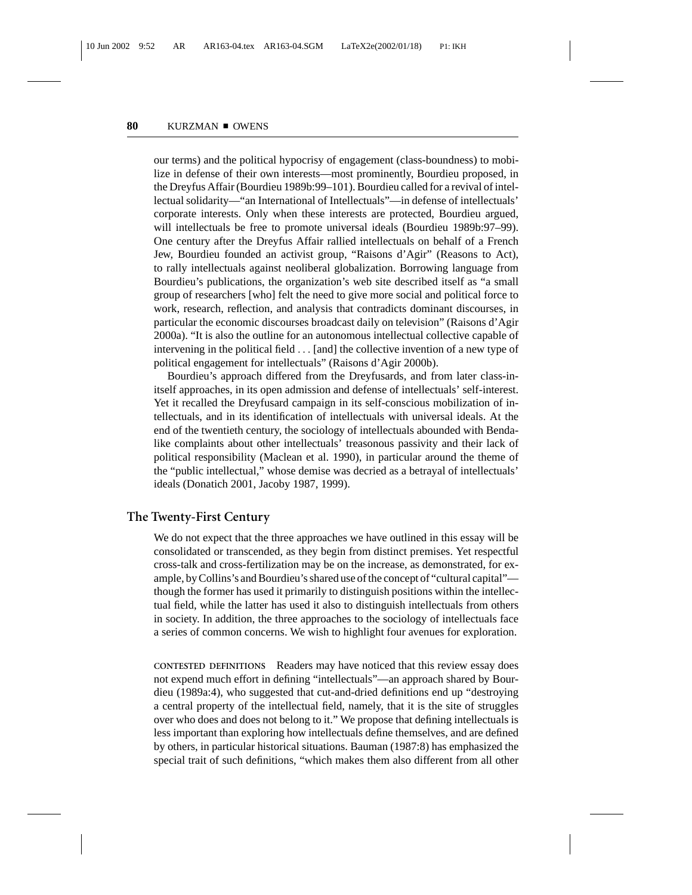our terms) and the political hypocrisy of engagement (class-boundness) to mobilize in defense of their own interests—most prominently, Bourdieu proposed, in the Dreyfus Affair (Bourdieu 1989b:99–101). Bourdieu called for a revival of intellectual solidarity—"an International of Intellectuals"—in defense of intellectuals' corporate interests. Only when these interests are protected, Bourdieu argued, will intellectuals be free to promote universal ideals (Bourdieu 1989b:97–99). One century after the Dreyfus Affair rallied intellectuals on behalf of a French Jew, Bourdieu founded an activist group, "Raisons d'Agir" (Reasons to Act), to rally intellectuals against neoliberal globalization. Borrowing language from Bourdieu's publications, the organization's web site described itself as "a small group of researchers [who] felt the need to give more social and political force to work, research, reflection, and analysis that contradicts dominant discourses, in particular the economic discourses broadcast daily on television" (Raisons d'Agir 2000a). "It is also the outline for an autonomous intellectual collective capable of intervening in the political field . . . [and] the collective invention of a new type of political engagement for intellectuals" (Raisons d'Agir 2000b).

Bourdieu's approach differed from the Dreyfusards, and from later class-in-itself approaches, in its open admission and defense of intellectuals' self-interest. Yet it recalled the Dreyfusard campaign in its self-conscious mobilization of intellectuals, and in its identification of intellectuals with universal ideals. At the end of the twentieth century, the sociology of intellectuals abounded with Benda-like complaints about other intellectuals' treasonous passivity and their lack of political responsibility (Maclean et al. 1990), in particular around the theme of the "public intellectual," whose demise was decried as a betrayal of intellectuals' ideals (Donatich 2001, Jacoby 1987, 1999).

## The Twenty-First Century

We do not expect that the three approaches we have outlined in this essay will be consolidated or transcended, as they begin from distinct premises. Yet respectful cross-talk and cross-fertilization may be on the increase, as demonstrated, for example, by Collins's and Bourdieu's shared use of the concept of "cultural capital"—though the former has used it primarily to distinguish positions within the intellectual field, while the latter has used it also to distinguish intellectuals from others in society. In addition, the three approaches to the sociology of intellectuals face a series of common concerns. We wish to highlight four avenues for exploration.

CONTESTED DEFINITIONS Readers may have noticed that this review essay does not expend much effort in defining "intellectuals"—an approach shared by Bourdieu (1989a:4), who suggested that cut-and-dried definitions end up "destroying a central property of the intellectual field, namely, that it is the site of struggles over who does and does not belong to it." We propose that defining intellectuals is less important than exploring how intellectuals define themselves, and are defined by others, in particular historical situations. Bauman (1987:8) has emphasized the special trait of such definitions, "which makes them also different from all other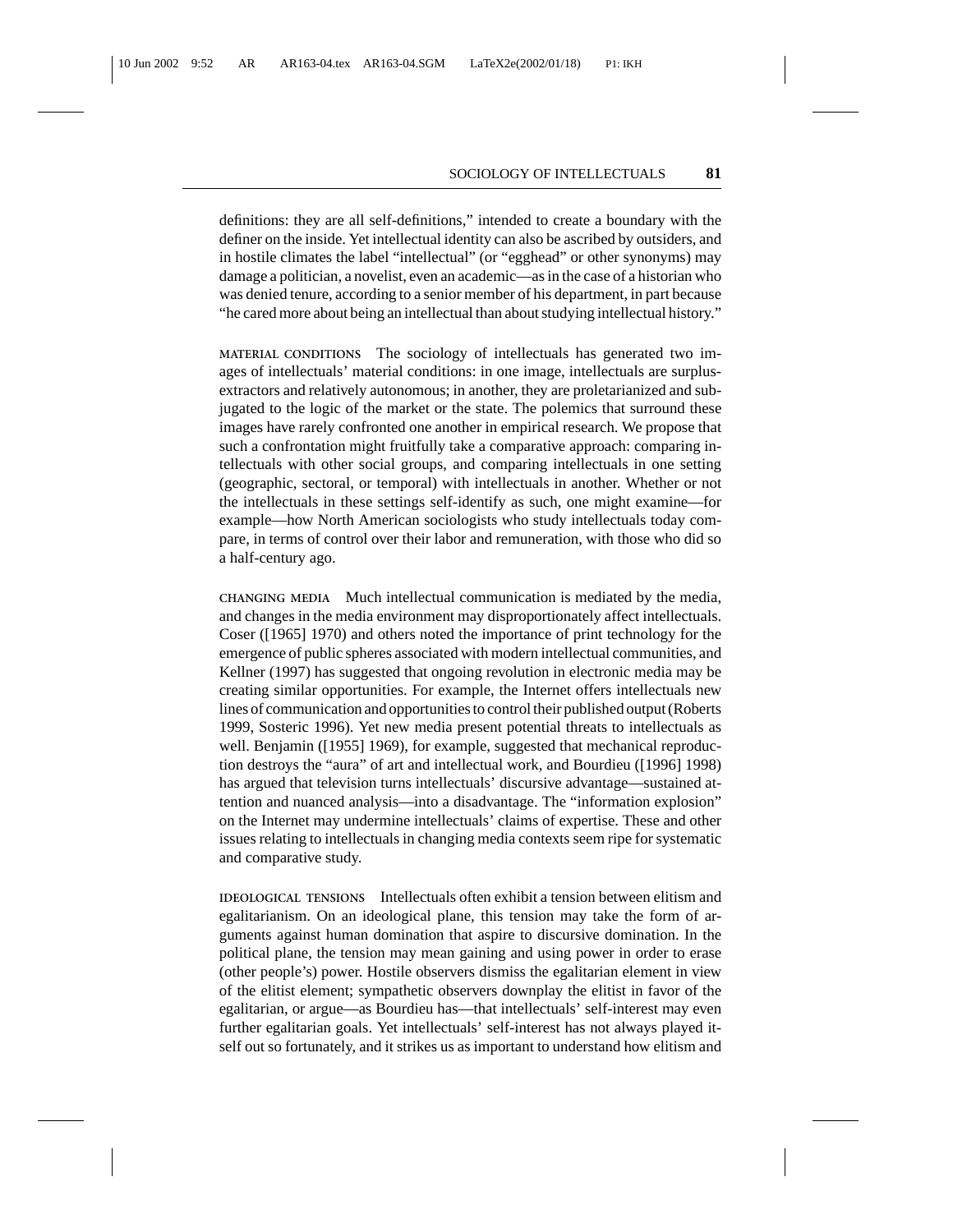definitions: they are all self-definitions," intended to create a boundary with the definer on the inside. Yet intellectual identity can also be ascribed by outsiders, and in hostile climates the label "intellectual" (or "egghead" or other synonyms) may damage a politician, a novelist, even an academic—as in the case of a historian who was denied tenure, according to a senior member of his department, in part because "he cared more about being an intellectual than about studying intellectual history."

**MATERIAL CONDITIONS** The sociology of intellectuals has generated two images of intellectuals' material conditions: in one image, intellectuals are surplus-extractors and relatively autonomous; in another, they are proletarianized and subjugated to the logic of the market or the state. The polemics that surround these images have rarely confronted one another in empirical research. We propose that such a confrontation might fruitfully take a comparative approach: comparing intellectuals with other social groups, and comparing intellectuals in one setting (geographic, sectoral, or temporal) with intellectuals in another. Whether or not the intellectuals in these settings self-identify as such, one might examine—for example—how North American sociologists who study intellectuals today compare, in terms of control over their labor and remuneration, with those who did so a half-century ago.

**CHANGING MEDIA** Much intellectual communication is mediated by the media, and changes in the media environment may disproportionately affect intellectuals. Coser ([1965] 1970) and others noted the importance of print technology for the emergence of public spheres associated with modern intellectual communities, and Kellner (1997) has suggested that ongoing revolution in electronic media may be creating similar opportunities. For example, the Internet offers intellectuals new lines of communication and opportunities to control their published output (Roberts 1999, Sosteric 1996). Yet new media present potential threats to intellectuals as well. Benjamin ([1955] 1969), for example, suggested that mechanical reproduction destroys the "aura" of art and intellectual work, and Bourdieu ([1996] 1998) has argued that television turns intellectuals' discursive advantage—sustained attention and nuanced analysis—into a disadvantage. The "information explosion" on the Internet may undermine intellectuals' claims of expertise. These and other issues relating to intellectuals in changing media contexts seem ripe for systematic and comparative study.

**IDEOLOGICAL TENSIONS** Intellectuals often exhibit a tension between elitism and egalitarianism. On an ideological plane, this tension may take the form of arguments against human domination that aspire to discursive domination. In the political plane, the tension may mean gaining and using power in order to erase (other people's) power. Hostile observers dismiss the egalitarian element in view of the elitist element; sympathetic observers downplay the elitist in favor of the egalitarian, or argue—as Bourdieu has—that intellectuals' self-interest may even further egalitarian goals. Yet intellectuals' self-interest has not always played itself out so fortunately, and it strikes us as important to understand how elitism and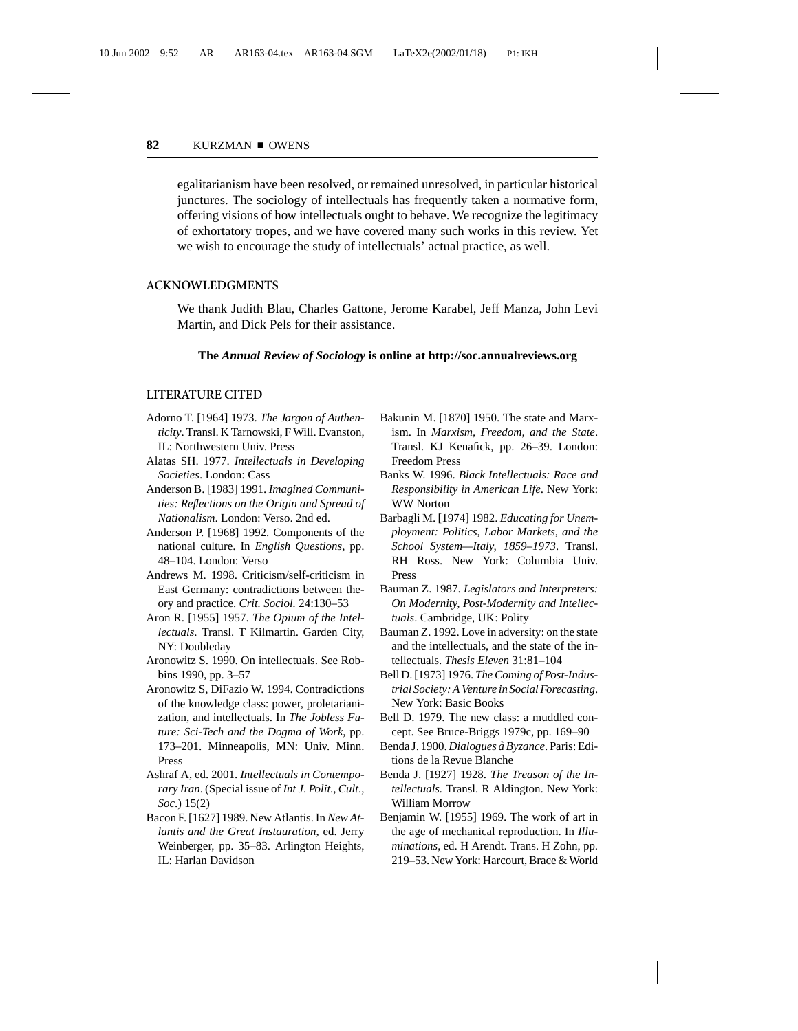egalitarianism have been resolved, or remained unresolved, in particular historical junctures. The sociology of intellectuals has frequently taken a normative form, offering visions of how intellectuals ought to behave. We recognize the legitimacy of exhortatory tropes, and we have covered many such works in this review. Yet we wish to encourage the study of intellectuals' actual practice, as well.

## ACKNOWLEDGMENTS

We thank Judith Blau, Charles Gattone, Jerome Karabel, Jeff Manza, John Levi Martin, and Dick Pels for their assistance.

**The *Annual Review of Sociology* is online at http://soc.annualreviews.org**

## LITERATURE CITED

Adorno T. [1964] 1973. *The Jargon of Authenticity*. Transl. K Tarnowski, F Will. Evanston, IL: Northwestern Univ. Press

Alatas SH. 1977. *Intellectuals in Developing Societies*. London: Cass

Anderson B. [1983] 1991. *Imagined Communities: Reflections on the Origin and Spread of Nationalism*. London: Verso. 2nd ed.

Anderson P. [1968] 1992. Components of the national culture. In *English Questions*, pp. 48–104. London: Verso

Andrews M. 1998. Criticism/self-criticism in East Germany: contradictions between theory and practice. *Crit. Sociol.* 24:130–53

Aron R. [1955] 1957. *The Opium of the Intellectuals.* Transl. T Kilmartin. Garden City, NY: Doubleday

Aronowitz S. 1990. On intellectuals. See Robbins 1990, pp. 3–57

Aronowitz S, DiFazio W. 1994. Contradictions of the knowledge class: power, proletarianization, and intellectuals. In *The Jobless Future: Sci-Tech and the Dogma of Work*, pp. 173–201. Minneapolis, MN: Univ. Minn. Press

Ashraf A, ed. 2001. *Intellectuals in Contemporary Iran*. (Special issue of *Int J. Polit., Cult., Soc.*) 15(2)

Bacon F. [1627] 1989. New Atlantis. In *New Atlantis and the Great Instauration*, ed. Jerry Weinberger, pp. 35–83. Arlington Heights, IL: Harlan Davidson

Bakunin M. [1870] 1950. The state and Marxism. In *Marxism, Freedom, and the State*. Transl. KJ Kenafick, pp. 26–39. London: Freedom Press

Banks W. 1996. *Black Intellectuals: Race and Responsibility in American Life*. New York: WW Norton

Barbagli M. [1974] 1982. *Educating for Unemployment: Politics, Labor Markets, and the School System—Italy, 1859–1973*. Transl. RH Ross. New York: Columbia Univ. Press

Bauman Z. 1987. *Legislators and Interpreters: On Modernity, Post-Modernity and Intellectuals*. Cambridge, UK: Polity

Bauman Z. 1992. Love in adversity: on the state and the intellectuals, and the state of the intellectuals. *Thesis Eleven* 31:81–104

Bell D. [1973] 1976. *The Coming of Post-Industrial Society: A Venture in Social Forecasting*. New York: Basic Books

Bell D. 1979. The new class: a muddled concept. See Bruce-Briggs 1979c, pp. 169–90

Benda J. 1900. *Dialogues à Byzance*. Paris: Editions de la Revue Blanche

Benda J. [1927] 1928. *The Treason of the Intellectuals.* Transl. R Aldington. New York: William Morrow

Benjamin W. [1955] 1969. The work of art in the age of mechanical reproduction. In *Illuminations*, ed. H Arendt. Trans. H Zohn, pp. 219–53. New York: Harcourt, Brace & World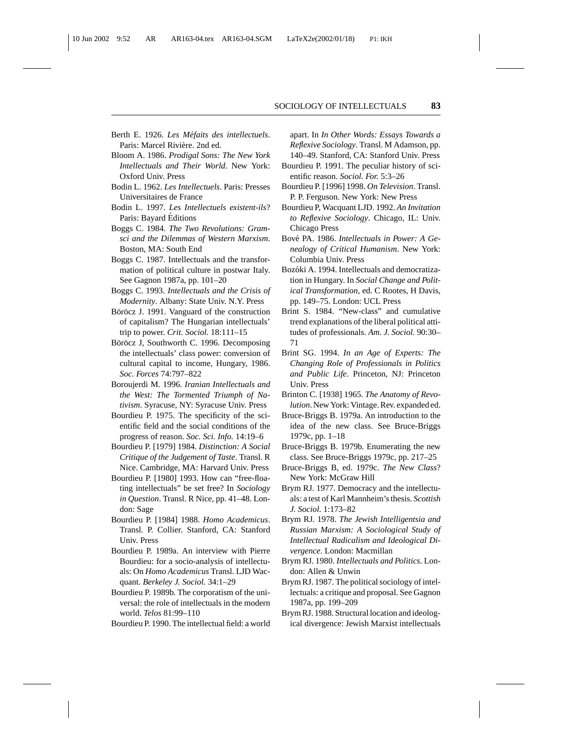Berth E. 1926. *Les Méfaits des intellectuels*. Paris: Marcel Rivière. 2nd ed.

Bloom A. 1986. *Prodigal Sons: The New York Intellectuals and Their World*. New York: Oxford Univ. Press

Bodin L. 1962. *Les Intellectuels*. Paris: Presses Universitaires de France

Bodin L. 1997. *Les Intellectuels existent-ils*? Paris: Bayard Éditions

Boggs C. 1984. *The Two Revolutions: Gramsci and the Dilemmas of Western Marxism*. Boston, MA: South End

Boggs C. 1987. Intellectuals and the transformation of political culture in postwar Italy. See Gagnon 1987a, pp. 101–20

Boggs C. 1993. *Intellectuals and the Crisis of Modernity*. Albany: State Univ. N.Y. Press

Böröcz J. 1991. Vanguard of the construction of capitalism? The Hungarian intellectuals' trip to power. *Crit. Sociol.* 18:111–15

Böröcz J, Southworth C. 1996. Decomposing the intellectuals' class power: conversion of cultural capital to income, Hungary, 1986. *Soc. Forces* 74:797–822

Boroujerdi M. 1996. *Iranian Intellectuals and the West: The Tormented Triumph of Nativism*. Syracuse, NY: Syracuse Univ. Press

Bourdieu P. 1975. The specificity of the scientific field and the social conditions of the progress of reason. *Soc. Sci. Info.* 14:19–6

Bourdieu P. [1979] 1984. *Distinction: A Social Critique of the Judgement of Taste*. Transl. R Nice. Cambridge, MA: Harvard Univ. Press

Bourdieu P. [1980] 1993. How can "free-floating intellectuals" be set free? In *Sociology in Question*. Transl. R Nice, pp. 41–48. London: Sage

Bourdieu P. [1984] 1988. *Homo Academicus*. Transl. P. Collier. Stanford, CA: Stanford Univ. Press

Bourdieu P. 1989a. An interview with Pierre Bourdieu: for a socio-analysis of intellectuals: On *Homo Academicus* Transl. LJD Wacquant. *Berkeley J. Sociol.* 34:1–29

Bourdieu P. 1989b. The corporatism of the universal: the role of intellectuals in the modern world. *Telos* 81:99–110

Bourdieu P. 1990. The intellectual field: a world apart. In *In Other Words: Essays Towards a Reflexive Sociology*. Transl. M Adamson, pp. 140–49. Stanford, CA: Stanford Univ. Press

Bourdieu P. 1991. The peculiar history of scientific reason. *Sociol. For.* 5:3–26

Bourdieu P. [1996] 1998. *On Television*. Transl. P. P. Ferguson. New York: New Press

Bourdieu P, Wacquant LJD. 1992. *An Invitation to Reflexive Sociology*. Chicago, IL: Univ. Chicago Press

Bové PA. 1986. *Intellectuals in Power: A Genealogy of Critical Humanism*. New York: Columbia Univ. Press

Bozóki A. 1994. Intellectuals and democratization in Hungary. In *Social Change and Political Transformation*, ed. C Rootes, H Davis, pp. 149–75. London: UCL Press

Brint S. 1984. "New-class" and cumulative trend explanations of the liberal political attitudes of professionals. *Am. J. Sociol.* 90:30–71

Brint SG. 1994. *In an Age of Experts: The Changing Role of Professionals in Politics and Public Life*. Princeton, NJ: Princeton Univ. Press

Brinton C. [1938] 1965. *The Anatomy of Revolution*. New York: Vintage. Rev. expanded ed.

Bruce-Briggs B. 1979a. An introduction to the idea of the new class. See Bruce-Briggs 1979c, pp. 1–18

Bruce-Briggs B. 1979b. Enumerating the new class. See Bruce-Briggs 1979c, pp. 217–25

Bruce-Briggs B, ed. 1979c. *The New Class*? New York: McGraw Hill

Brym RJ. 1977. Democracy and the intellectuals: a test of Karl Mannheim's thesis. *Scottish J. Sociol.* 1:173–82

Brym RJ. 1978. *The Jewish Intelligentsia and Russian Marxism: A Sociological Study of Intellectual Radicalism and Ideological Divergence*. London: Macmillan

Brym RJ. 1980. *Intellectuals and Politics*. London: Allen & Unwin

Brym RJ. 1987. The political sociology of intellectuals: a critique and proposal. See Gagnon 1987a, pp. 199–209

Brym RJ. 1988. Structural location and ideological divergence: Jewish Marxist intellectuals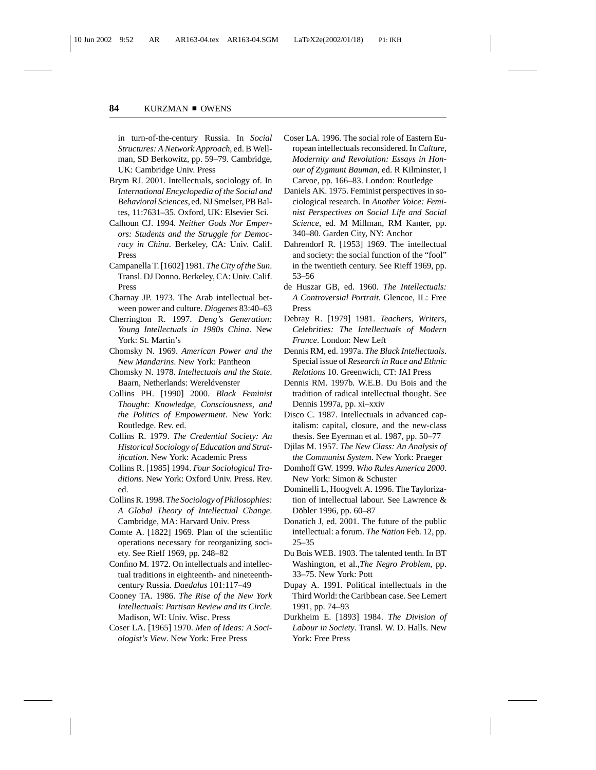in turn-of-the-century Russia. In *Social Structures: A Network Approach*, ed. B Wellman, SD Berkowitz, pp. 59–79. Cambridge, UK: Cambridge Univ. Press

Brym RJ. 2001. Intellectuals, sociology of. In *International Encyclopedia of the Social and Behavioral Sciences*, ed. NJ Smelser, PB Baltes, 11:7631–35. Oxford, UK: Elsevier Sci.

Calhoun CJ. 1994. *Neither Gods Nor Emperors: Students and the Struggle for Democracy in China*. Berkeley, CA: Univ. Calif. Press

Campanella T. [1602] 1981. *The City of the Sun*. Transl. DJ Donno. Berkeley, CA: Univ. Calif. Press

Charnay JP. 1973. The Arab intellectual between power and culture. *Diogenes* 83:40–63

Cherrington R. 1997. *Deng's Generation: Young Intellectuals in 1980s China*. New York: St. Martin's

Chomsky N. 1969. *American Power and the New Mandarins*. New York: Pantheon

Chomsky N. 1978. *Intellectuals and the State*. Baarn, Netherlands: Wereldvenster

Collins PH. [1990] 2000. *Black Feminist Thought: Knowledge, Consciousness, and the Politics of Empowerment*. New York: Routledge. Rev. ed.

Collins R. 1979. *The Credential Society: An Historical Sociology of Education and Stratification*. New York: Academic Press

Collins R. [1985] 1994. *Four Sociological Traditions*. New York: Oxford Univ. Press. Rev. ed.

Collins R. 1998. *The Sociology of Philosophies: A Global Theory of Intellectual Change*. Cambridge, MA: Harvard Univ. Press

Comte A. [1822] 1969. Plan of the scientific operations necessary for reorganizing society. See Rieff 1969, pp. 248–82

Confino M. 1972. On intellectuals and intellectual traditions in eighteenth- and nineteenth-century Russia. *Daedalus* 101:117–49

Cooney TA. 1986. *The Rise of the New York Intellectuals: Partisan Review and its Circle*. Madison, WI: Univ. Wisc. Press

Coser LA. [1965] 1970. *Men of Ideas: A Sociologist's View*. New York: Free Press

Coser LA. 1996. The social role of Eastern European intellectuals reconsidered. In *Culture, Modernity and Revolution: Essays in Honour of Zygmunt Bauman*, ed. R Kilminster, I Carvoe, pp. 166–83. London: Routledge

Daniels AK. 1975. Feminist perspectives in sociological research. In *Another Voice: Feminist Perspectives on Social Life and Social Science*, ed. M Millman, RM Kanter, pp. 340–80. Garden City, NY: Anchor

Dahrendorf R. [1953] 1969. The intellectual and society: the social function of the "fool" in the twentieth century. See Rieff 1969, pp. 53–56

de Huszar GB, ed. 1960. *The Intellectuals: A Controversial Portrait*. Glencoe, IL: Free Press

Debray R. [1979] 1981. *Teachers, Writers, Celebrities: The Intellectuals of Modern France*. London: New Left

Dennis RM, ed. 1997a. *The Black Intellectuals*. Special issue of *Research in Race and Ethnic Relations* 10. Greenwich, CT: JAI Press

Dennis RM. 1997b. W.E.B. Du Bois and the tradition of radical intellectual thought. See Dennis 1997a, pp. xi–xxiv

Disco C. 1987. Intellectuals in advanced capitalism: capital, closure, and the new-class thesis. See Eyerman et al. 1987, pp. 50–77

Djilas M. 1957. *The New Class: An Analysis of the Communist System*. New York: Praeger

Domhoff GW. 1999. *Who Rules America 2000*. New York: Simon & Schuster

Dominelli L, Hoogvelt A. 1996. The Taylorization of intellectual labour. See Lawrence & Döbler 1996, pp. 60–87

Donatich J, ed. 2001. The future of the public intellectual: a forum. *The Nation* Feb. 12, pp. 25–35

Du Bois WEB. 1903. The talented tenth. In BT Washington, et al.,*The Negro Problem*, pp. 33–75. New York: Pott

Dupay A. 1991. Political intellectuals in the Third World: the Caribbean case. See Lemert 1991, pp. 74–93

Durkheim E. [1893] 1984. *The Division of Labour in Society*. Transl. W. D. Halls. New York: Free Press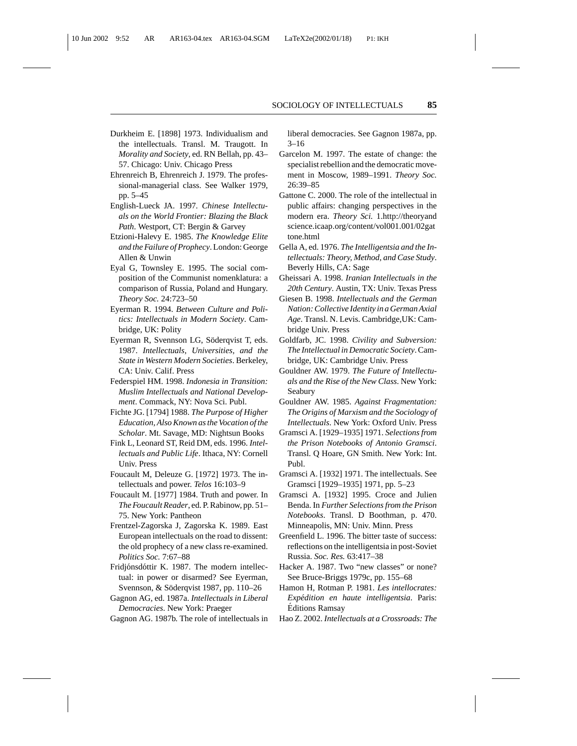Durkheim E. [1898] 1973. Individualism and the intellectuals. Transl. M. Traugott. In *Morality and Society*, ed. RN Bellah, pp. 43–57. Chicago: Univ. Chicago Press

Ehrenreich B, Ehrenreich J. 1979. The professional-managerial class. See Walker 1979, pp. 5–45

English-Lueck JA. 1997. *Chinese Intellectuals on the World Frontier: Blazing the Black Path*. Westport, CT: Bergin & Garvey

Etzioni-Halevy E. 1985. *The Knowledge Elite and the Failure of Prophecy*. London: George Allen & Unwin

Eyal G, Townsley E. 1995. The social composition of the Communist nomenklatura: a comparison of Russia, Poland and Hungary. *Theory Soc.* 24:723–50

Eyerman R. 1994. *Between Culture and Politics: Intellectuals in Modern Society*. Cambridge, UK: Polity

Eyerman R, Svennson LG, Söderqvist T, eds. 1987. *Intellectuals, Universities, and the State in Western Modern Societies*. Berkeley, CA: Univ. Calif. Press

Federspiel HM. 1998. *Indonesia in Transition: Muslim Intellectuals and National Development*. Commack, NY: Nova Sci. Publ.

Fichte JG. [1794] 1988. *The Purpose of Higher Education, Also Known as the Vocation of the Scholar*. Mt. Savage, MD: Nightsun Books

Fink L, Leonard ST, Reid DM, eds. 1996. *Intellectuals and Public Life*. Ithaca, NY: Cornell Univ. Press

Foucault M, Deleuze G. [1972] 1973. The intellectuals and power. *Telos* 16:103–9

Foucault M. [1977] 1984. Truth and power. In *The Foucault Reader*, ed. P. Rabinow, pp. 51–75. New York: Pantheon

Frentzel-Zagorska J, Zagorska K. 1989. East European intellectuals on the road to dissent: the old prophecy of a new class re-examined. *Politics Soc.* 7:67–88

Fridjónsdóttir K. 1987. The modern intellectual: in power or disarmed? See Eyerman, Svennson, & Söderqvist 1987, pp. 110–26

Gagnon AG, ed. 1987a. *Intellectuals in Liberal Democracies*. New York: Praeger

Gagnon AG. 1987b. The role of intellectuals in liberal democracies. See Gagnon 1987a, pp. 3–16

Garcelon M. 1997. The estate of change: the specialist rebellion and the democratic movement in Moscow, 1989–1991. *Theory Soc.* 26:39–85

Gattone C. 2000. The role of the intellectual in public affairs: changing perspectives in the modern era. *Theory Sci.* 1.http://theoryandscience.icaap.org/content/vol001.001/02gattone.html

Gella A, ed. 1976. *The Intelligentsia and the Intellectuals: Theory, Method, and Case Study*. Beverly Hills, CA: Sage

Gheissari A. 1998. *Iranian Intellectuals in the 20th Century*. Austin, TX: Univ. Texas Press

Giesen B. 1998. *Intellectuals and the German Nation: Collective Identity in a German Axial Age*. Transl. N. Levis. Cambridge,UK: Cambridge Univ. Press

Goldfarb, JC. 1998. *Civility and Subversion: The Intellectual in Democratic Society*. Cambridge, UK: Cambridge Univ. Press

Gouldner AW. 1979. *The Future of Intellectuals and the Rise of the New Class*. New York: Seabury

Gouldner AW. 1985. *Against Fragmentation: The Origins of Marxism and the Sociology of Intellectuals*. New York: Oxford Univ. Press

Gramsci A. [1929–1935] 1971. *Selections from the Prison Notebooks of Antonio Gramsci*. Transl. Q Hoare, GN Smith. New York: Int. Publ.

Gramsci A. [1932] 1971. The intellectuals. See Gramsci [1929–1935] 1971, pp. 5–23

Gramsci A. [1932] 1995. Croce and Julien Benda. In *Further Selections from the Prison Notebooks*. Transl. D Boothman, p. 470. Minneapolis, MN: Univ. Minn. Press

Greenfield L. 1996. The bitter taste of success: reflections on the intelligentsia in post-Soviet Russia. *Soc. Res.* 63:417–38

Hacker A. 1987. Two "new classes" or none? See Bruce-Briggs 1979c, pp. 155–68

Hamon H, Rotman P. 1981. *Les intellocrates: Expédition en haute intelligentsia*. Paris: Éditions Ramsay

Hao Z. 2002. *Intellectuals at a Crossroads: The*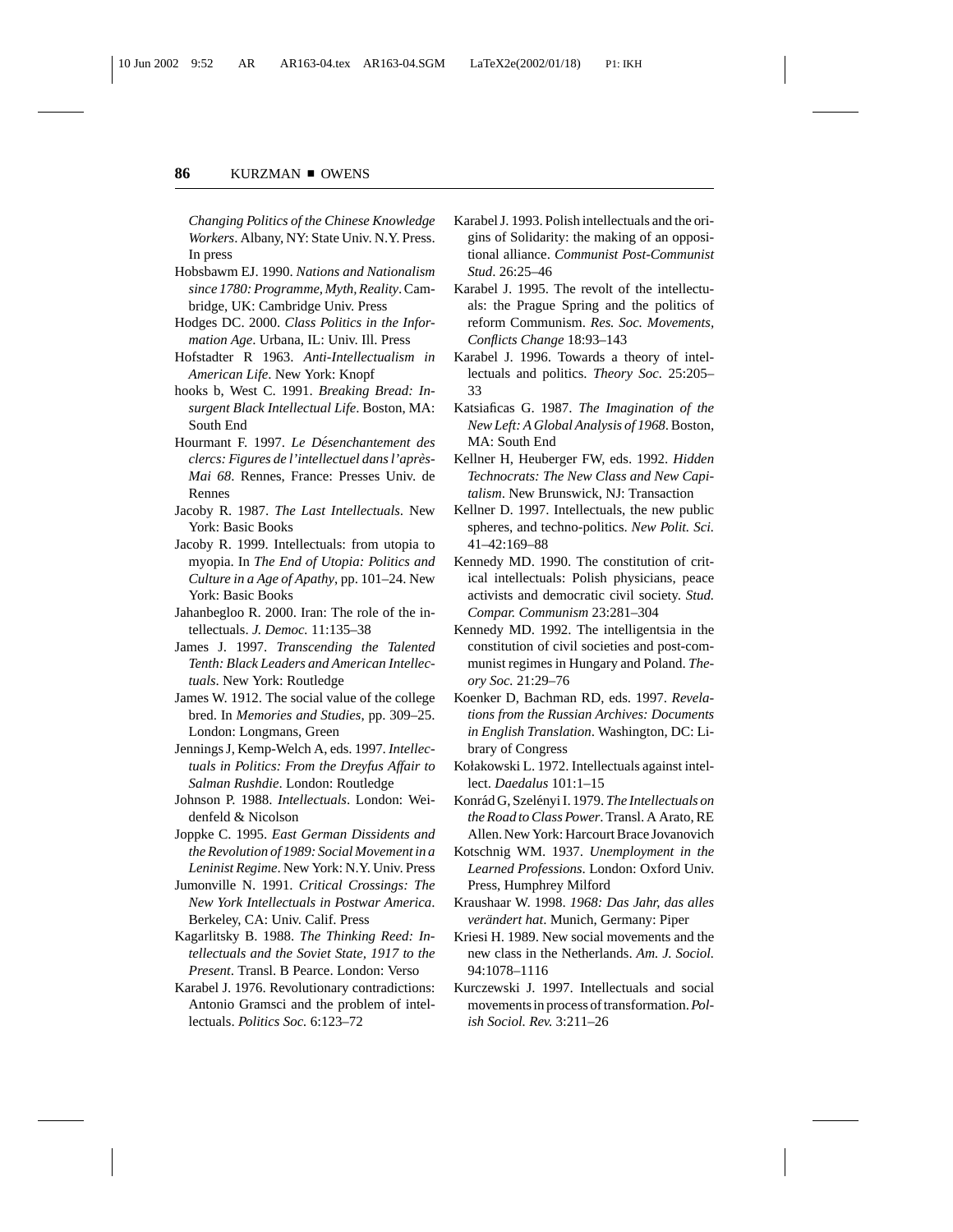*Changing Politics of the Chinese Knowledge Workers*. Albany, NY: State Univ. N.Y. Press. In press

Hobsbawm EJ. 1990. *Nations and Nationalism since 1780: Programme, Myth, Reality*. Cambridge, UK: Cambridge Univ. Press

Hodges DC. 2000. *Class Politics in the Information Age*. Urbana, IL: Univ. Ill. Press

Hofstadter R 1963. *Anti-Intellectualism in American Life*. New York: Knopf

hooks b, West C. 1991. *Breaking Bread: Insurgent Black Intellectual Life*. Boston, MA: South End

Hourmant F. 1997. *Le Désenchantement des clercs: Figures de l'intellectuel dans l'après-Mai 68*. Rennes, France: Presses Univ. de Rennes

Jacoby R. 1987. *The Last Intellectuals*. New York: Basic Books

Jacoby R. 1999. Intellectuals: from utopia to myopia. In *The End of Utopia: Politics and Culture in a Age of Apathy*, pp. 101–24. New York: Basic Books

Jahanbegloo R. 2000. Iran: The role of the intellectuals. *J. Democ.* 11:135–38

James J. 1997. *Transcending the Talented Tenth: Black Leaders and American Intellectuals*. New York: Routledge

James W. 1912. The social value of the college bred. In *Memories and Studies*, pp. 309–25. London: Longmans, Green

Jennings J, Kemp-Welch A, eds. 1997. *Intellectuals in Politics: From the Dreyfus Affair to Salman Rushdie*. London: Routledge

Johnson P. 1988. *Intellectuals*. London: Weidenfeld & Nicolson

Joppke C. 1995. *East German Dissidents and the Revolution of 1989: Social Movement in a Leninist Regime*. New York: N.Y. Univ. Press

Jumonville N. 1991. *Critical Crossings: The New York Intellectuals in Postwar America*. Berkeley, CA: Univ. Calif. Press

Kagarlitsky B. 1988. *The Thinking Reed: Intellectuals and the Soviet State, 1917 to the Present*. Transl. B Pearce. London: Verso

Karabel J. 1976. Revolutionary contradictions: Antonio Gramsci and the problem of intellectuals. *Politics Soc.* 6:123–72

Karabel J. 1993. Polish intellectuals and the origins of Solidarity: the making of an oppositional alliance. *Communist Post-Communist Stud*. 26:25–46

Karabel J. 1995. The revolt of the intellectuals: the Prague Spring and the politics of reform Communism. *Res. Soc. Movements, Conflicts Change* 18:93–143

Karabel J. 1996. Towards a theory of intellectuals and politics. *Theory Soc.* 25:205–33

Katsiaficas G. 1987. *The Imagination of the New Left: A Global Analysis of 1968*. Boston, MA: South End

Kellner H, Heuberger FW, eds. 1992. *Hidden Technocrats: The New Class and New Capitalism*. New Brunswick, NJ: Transaction

Kellner D. 1997. Intellectuals, the new public spheres, and techno-politics. *New Polit. Sci.* 41–42:169–88

Kennedy MD. 1990. The constitution of critical intellectuals: Polish physicians, peace activists and democratic civil society. *Stud. Compar. Communism* 23:281–304

Kennedy MD. 1992. The intelligentsia in the constitution of civil societies and post-communist regimes in Hungary and Poland. *Theory Soc.* 21:29–76

Koenker D, Bachman RD, eds. 1997. *Revelations from the Russian Archives: Documents in English Translation*. Washington, DC: Library of Congress

Kołakowski L. 1972. Intellectuals against intellect. *Daedalus* 101:1–15

Konrád G, Szelényi I. 1979. *The Intellectuals on the Road to Class Power*. Transl. A Arato, RE Allen. New York: Harcourt Brace Jovanovich

Kotschnig WM. 1937. *Unemployment in the Learned Professions*. London: Oxford Univ. Press, Humphrey Milford

Kraushaar W. 1998. *1968: Das Jahr, das alles verändert hat*. Munich, Germany: Piper

Kriesi H. 1989. New social movements and the new class in the Netherlands. *Am. J. Sociol.* 94:1078–1116

Kurczewski J. 1997. Intellectuals and social movements in process of transformation. *Polish Sociol. Rev.* 3:211–26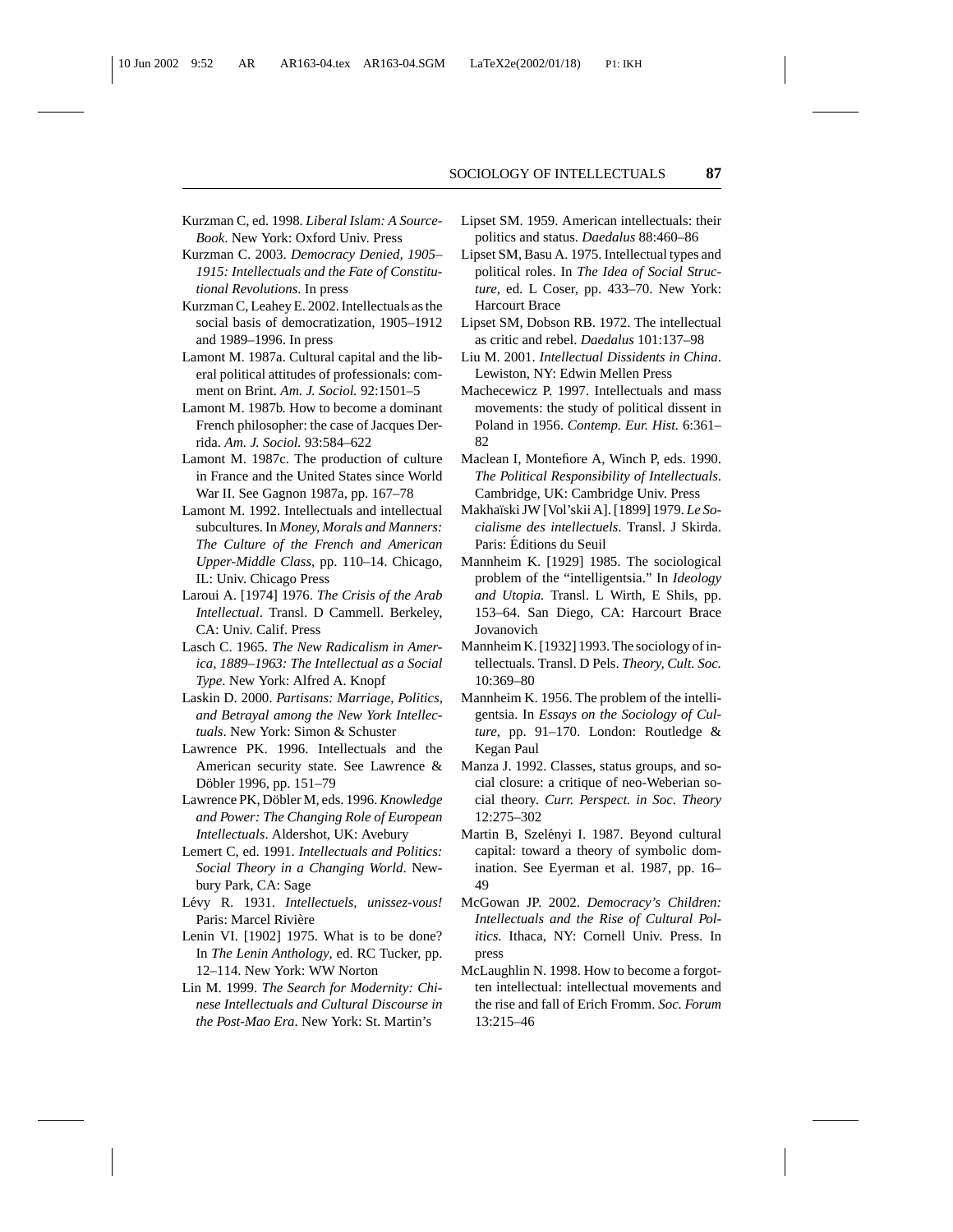Kurzman C, ed. 1998. *Liberal Islam: A Source-Book*. New York: Oxford Univ. Press

Kurzman C. 2003. *Democracy Denied, 1905–1915: Intellectuals and the Fate of Constitutional Revolutions*. In press

Kurzman C, Leahey E. 2002. Intellectuals as the social basis of democratization, 1905–1912 and 1989–1996. In press

Lamont M. 1987a. Cultural capital and the liberal political attitudes of professionals: comment on Brint. *Am. J. Sociol.* 92:1501–5

Lamont M. 1987b. How to become a dominant French philosopher: the case of Jacques Derrida. *Am. J. Sociol.* 93:584–622

Lamont M. 1987c. The production of culture in France and the United States since World War II. See Gagnon 1987a, pp. 167–78

Lamont M. 1992. Intellectuals and intellectual subcultures. In *Money, Morals and Manners: The Culture of the French and American Upper-Middle Class*, pp. 110–14. Chicago, IL: Univ. Chicago Press

Laroui A. [1974] 1976. *The Crisis of the Arab Intellectual*. Transl. D Cammell. Berkeley, CA: Univ. Calif. Press

Lasch C. 1965. *The New Radicalism in America, 1889–1963: The Intellectual as a Social Type*. New York: Alfred A. Knopf

Laskin D. 2000. *Partisans: Marriage, Politics, and Betrayal among the New York Intellectuals*. New York: Simon & Schuster

Lawrence PK. 1996. Intellectuals and the American security state. See Lawrence & Döbler 1996, pp. 151–79

Lawrence PK, Döbler M, eds. 1996. *Knowledge and Power: The Changing Role of European Intellectuals*. Aldershot, UK: Avebury

Lemert C, ed. 1991. *Intellectuals and Politics: Social Theory in a Changing World*. Newbury Park, CA: Sage

Lévy R. 1931. *Intellectuels, unissez-vous!* Paris: Marcel Rivière

Lenin VI. [1902] 1975. What is to be done? In *The Lenin Anthology*, ed. RC Tucker, pp. 12–114. New York: WW Norton

Lin M. 1999. *The Search for Modernity: Chinese Intellectuals and Cultural Discourse in the Post-Mao Era*. New York: St. Martin's

Lipset SM. 1959. American intellectuals: their politics and status. *Daedalus* 88:460–86

Lipset SM, Basu A. 1975. Intellectual types and political roles. In *The Idea of Social Structure*, ed. L Coser, pp. 433–70. New York: Harcourt Brace

Lipset SM, Dobson RB. 1972. The intellectual as critic and rebel. *Daedalus* 101:137–98

Liu M. 2001. *Intellectual Dissidents in China*. Lewiston, NY: Edwin Mellen Press

Machecewicz P. 1997. Intellectuals and mass movements: the study of political dissent in Poland in 1956. *Contemp. Eur. Hist.* 6:361–82

Maclean I, Montefiore A, Winch P, eds. 1990. *The Political Responsibility of Intellectuals*. Cambridge, UK: Cambridge Univ. Press

Makhaïski JW [Vol'skii A]. [1899] 1979. *Le Socialisme des intellectuels*. Transl. J Skirda. Paris: Éditions du Seuil

Mannheim K. [1929] 1985. The sociological problem of the "intelligentsia." In *Ideology and Utopia*. Transl. L Wirth, E Shils, pp. 153–64. San Diego, CA: Harcourt Brace Jovanovich

Mannheim K. [1932] 1993. The sociology of intellectuals. Transl. D Pels. *Theory, Cult. Soc.* 10:369–80

Mannheim K. 1956. The problem of the intelligentsia. In *Essays on the Sociology of Culture*, pp. 91–170. London: Routledge & Kegan Paul

Manza J. 1992. Classes, status groups, and social closure: a critique of neo-Weberian social theory. *Curr. Perspect. in Soc. Theory* 12:275–302

Martin B, Szelényi I. 1987. Beyond cultural capital: toward a theory of symbolic domination. See Eyerman et al. 1987, pp. 16–49

McGowan JP. 2002. *Democracy's Children: Intellectuals and the Rise of Cultural Politics*. Ithaca, NY: Cornell Univ. Press. In press

McLaughlin N. 1998. How to become a forgotten intellectual: intellectual movements and the rise and fall of Erich Fromm. *Soc. Forum* 13:215–46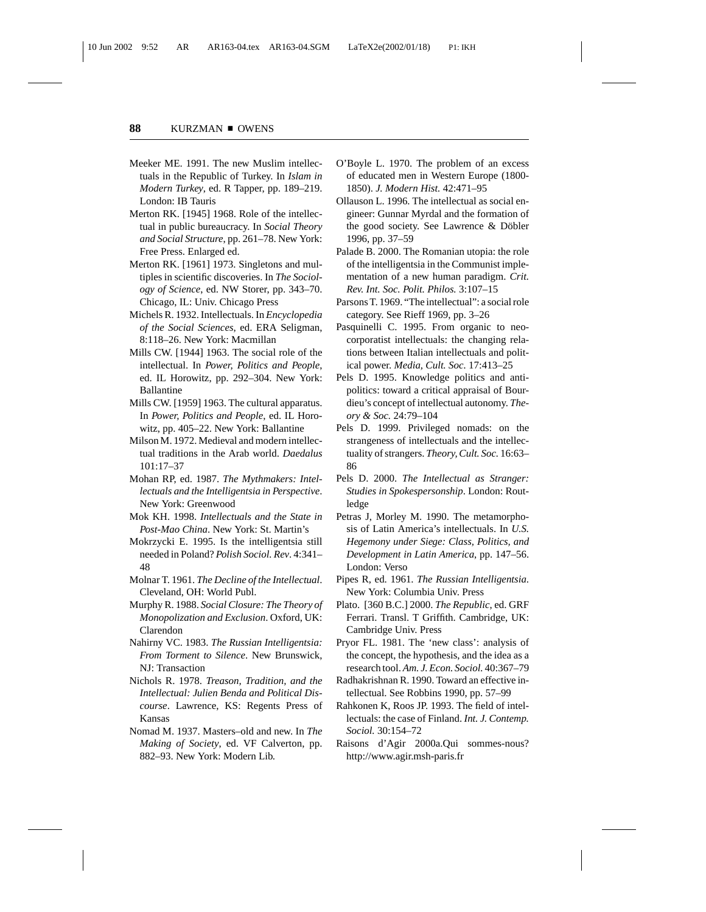Meeker ME. 1991. The new Muslim intellectuals in the Republic of Turkey. In *Islam in Modern Turkey*, ed. R Tapper, pp. 189–219. London: IB Tauris

Merton RK. [1945] 1968. Role of the intellectual in public bureaucracy. In *Social Theory and Social Structure*, pp. 261–78. New York: Free Press. Enlarged ed.

Merton RK. [1961] 1973. Singletons and multiples in scientific discoveries. In *The Sociology of Science*, ed. NW Storer, pp. 343–70. Chicago, IL: Univ. Chicago Press

Michels R. 1932. Intellectuals. In *Encyclopedia of the Social Sciences*, ed. ERA Seligman, 8:118–26. New York: Macmillan

Mills CW. [1944] 1963. The social role of the intellectual. In *Power, Politics and People*, ed. IL Horowitz, pp. 292–304. New York: Ballantine

Mills CW. [1959] 1963. The cultural apparatus. In *Power, Politics and People*, ed. IL Horowitz, pp. 405–22. New York: Ballantine

Milson M. 1972. Medieval and modern intellectual traditions in the Arab world. *Daedalus* 101:17–37

Mohan RP, ed. 1987. *The Mythmakers: Intellectuals and the Intelligentsia in Perspective*. New York: Greenwood

Mok KH. 1998. *Intellectuals and the State in Post-Mao China*. New York: St. Martin's

Mokrzycki E. 1995. Is the intelligentsia still needed in Poland? *Polish Sociol. Rev*. 4:341–48

Molnar T. 1961. *The Decline of the Intellectual*. Cleveland, OH: World Publ.

Murphy R. 1988. *Social Closure: The Theory of Monopolization and Exclusion*. Oxford, UK: Clarendon

Nahirny VC. 1983. *The Russian Intelligentsia: From Torment to Silence*. New Brunswick, NJ: Transaction

Nichols R. 1978. *Treason, Tradition, and the Intellectual: Julien Benda and Political Discourse*. Lawrence, KS: Regents Press of Kansas

Nomad M. 1937. Masters–old and new. In *The Making of Society*, ed. VF Calverton, pp. 882–93. New York: Modern Lib.

O'Boyle L. 1970. The problem of an excess of educated men in Western Europe (1800-1850). *J. Modern Hist.* 42:471–95

Ollauson L. 1996. The intellectual as social engineer: Gunnar Myrdal and the formation of the good society. See Lawrence & Döbler 1996, pp. 37–59

Palade B. 2000. The Romanian utopia: the role of the intelligentsia in the Communist implementation of a new human paradigm. *Crit. Rev. Int. Soc. Polit. Philos.* 3:107–15

Parsons T. 1969. "The intellectual": a social role category. See Rieff 1969, pp. 3–26

Pasquinelli C. 1995. From organic to neo-corporatist intellectuals: the changing relations between Italian intellectuals and political power. *Media, Cult. Soc*. 17:413–25

Pels D. 1995. Knowledge politics and anti-politics: toward a critical appraisal of Bourdieu's concept of intellectual autonomy. *Theory & Soc.* 24:79–104

Pels D. 1999. Privileged nomads: on the strangeness of intellectuals and the intellectuality of strangers. *Theory, Cult. Soc.* 16:63–86

Pels D. 2000. *The Intellectual as Stranger: Studies in Spokespersonship*. London: Routledge

Petras J, Morley M. 1990. The metamorphosis of Latin America's intellectuals. In *U.S. Hegemony under Siege: Class, Politics, and Development in Latin America*, pp. 147–56. London: Verso

Pipes R, ed. 1961. *The Russian Intelligentsia*. New York: Columbia Univ. Press

Plato. [360 B.C.] 2000. *The Republic*, ed. GRF Ferrari. Transl. T Griffith. Cambridge, UK: Cambridge Univ. Press

Pryor FL. 1981. The 'new class': analysis of the concept, the hypothesis, and the idea as a research tool. *Am. J. Econ. Sociol.* 40:367–79

Radhakrishnan R. 1990. Toward an effective intellectual. See Robbins 1990, pp. 57–99

Rahkonen K, Roos JP. 1993. The field of intellectuals: the case of Finland. *Int. J. Contemp. Sociol.* 30:154–72

Raisons d'Agir 2000a.Qui sommes-nous? http://www.agir.msh-paris.fr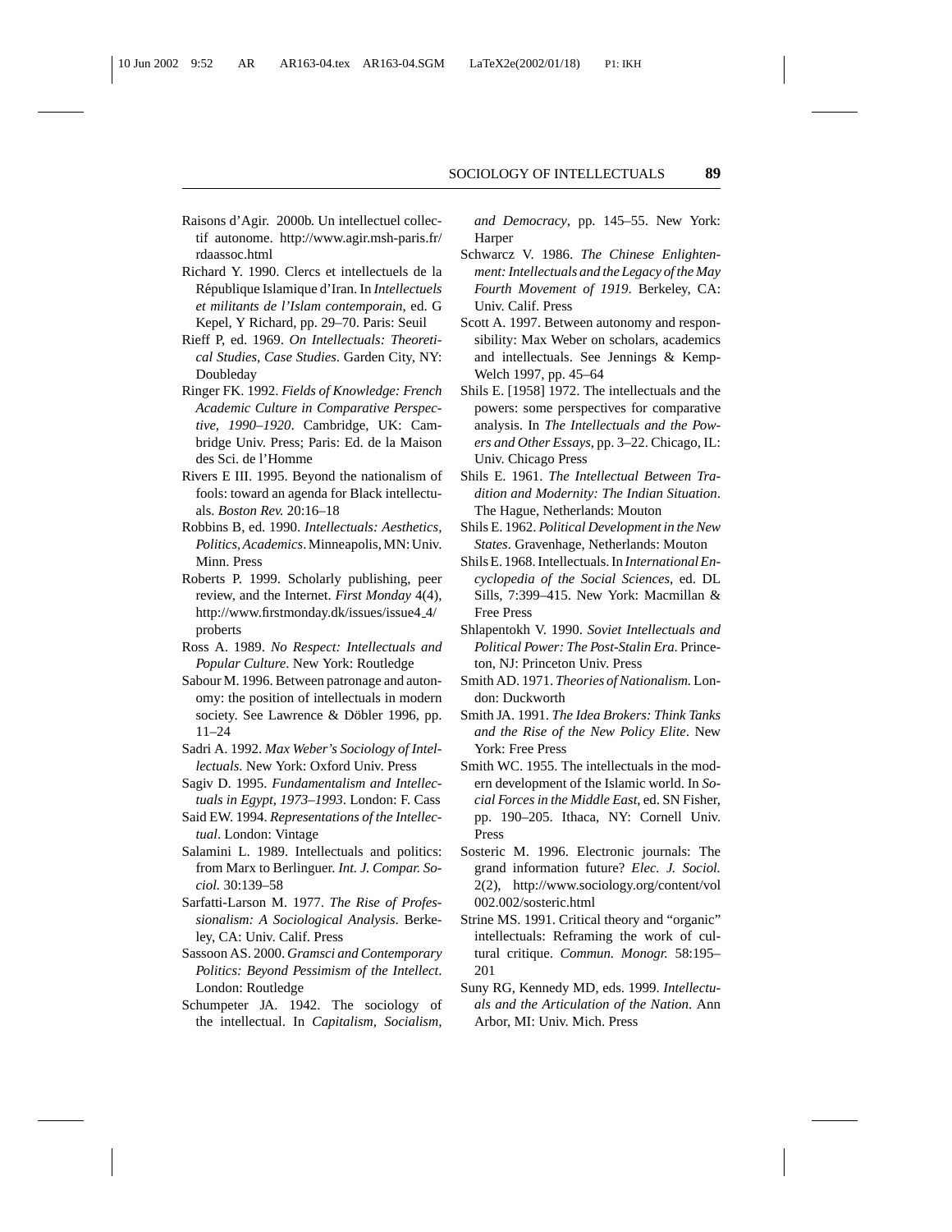Raisons d'Agir. 2000b. Un intellectuel collectif autonome. http://www.agir.msh-paris.fr/rdaassoc.html

Richard Y. 1990. Clercs et intellectuels de la République Islamique d'Iran. In *Intellectuels et militants de l'Islam contemporain*, ed. G Kepel, Y Richard, pp. 29–70. Paris: Seuil

Rieff P, ed. 1969. *On Intellectuals: Theoretical Studies, Case Studies*. Garden City, NY: Doubleday

Ringer FK. 1992. *Fields of Knowledge: French Academic Culture in Comparative Perspective, 1990–1920*. Cambridge, UK: Cambridge Univ. Press; Paris: Ed. de la Maison des Sci. de l'Homme

Rivers E III. 1995. Beyond the nationalism of fools: toward an agenda for Black intellectuals. *Boston Rev.* 20:16–18

Robbins B, ed. 1990. *Intellectuals: Aesthetics, Politics, Academics*. Minneapolis, MN: Univ. Minn. Press

Roberts P. 1999. Scholarly publishing, peer review, and the Internet. *First Monday* 4(4), http://www.firstmonday.dk/issues/issue4_4/proberts

Ross A. 1989. *No Respect: Intellectuals and Popular Culture*. New York: Routledge

Sabour M. 1996. Between patronage and autonomy: the position of intellectuals in modern society. See Lawrence & Döbler 1996, pp. 11–24

Sadri A. 1992. *Max Weber's Sociology of Intellectuals*. New York: Oxford Univ. Press

Sagiv D. 1995. *Fundamentalism and Intellectuals in Egypt, 1973–1993*. London: F. Cass

Said EW. 1994. *Representations of the Intellectual*. London: Vintage

Salamini L. 1989. Intellectuals and politics: from Marx to Berlinguer. *Int. J. Compar. Sociol.* 30:139–58

Sarfatti-Larson M. 1977. *The Rise of Professionalism: A Sociological Analysis*. Berkeley, CA: Univ. Calif. Press

Sassoon AS. 2000. *Gramsci and Contemporary Politics: Beyond Pessimism of the Intellect*. London: Routledge

Schumpeter JA. 1942. The sociology of the intellectual. In *Capitalism, Socialism, and Democracy*, pp. 145–55. New York: Harper

Schwarcz V. 1986. *The Chinese Enlightenment: Intellectuals and the Legacy of the May Fourth Movement of 1919*. Berkeley, CA: Univ. Calif. Press

Scott A. 1997. Between autonomy and responsibility: Max Weber on scholars, academics and intellectuals. See Jennings & Kemp-Welch 1997, pp. 45–64

Shils E. [1958] 1972. The intellectuals and the powers: some perspectives for comparative analysis. In *The Intellectuals and the Powers and Other Essays*, pp. 3–22. Chicago, IL: Univ. Chicago Press

Shils E. 1961. *The Intellectual Between Tradition and Modernity: The Indian Situation*. The Hague, Netherlands: Mouton

Shils E. 1962. *Political Development in the New States*. Gravenhage, Netherlands: Mouton

Shils E. 1968. Intellectuals. In *International Encyclopedia of the Social Sciences*, ed. DL Sills, 7:399–415. New York: Macmillan & Free Press

Shlapentokh V. 1990. *Soviet Intellectuals and Political Power: The Post-Stalin Era*. Princeton, NJ: Princeton Univ. Press

Smith AD. 1971. *Theories of Nationalism*. London: Duckworth

Smith JA. 1991. *The Idea Brokers: Think Tanks and the Rise of the New Policy Elite*. New York: Free Press

Smith WC. 1955. The intellectuals in the modern development of the Islamic world. In *Social Forces in the Middle East*, ed. SN Fisher, pp. 190–205. Ithaca, NY: Cornell Univ. Press

Sosteric M. 1996. Electronic journals: The grand information future? *Elec. J. Sociol.* 2(2), http://www.sociology.org/content/vol002.002/sosteric.html

Strine MS. 1991. Critical theory and "organic" intellectuals: Reframing the work of cultural critique. *Commun. Monogr.* 58:195–201

Suny RG, Kennedy MD, eds. 1999. *Intellectuals and the Articulation of the Nation*. Ann Arbor, MI: Univ. Mich. Press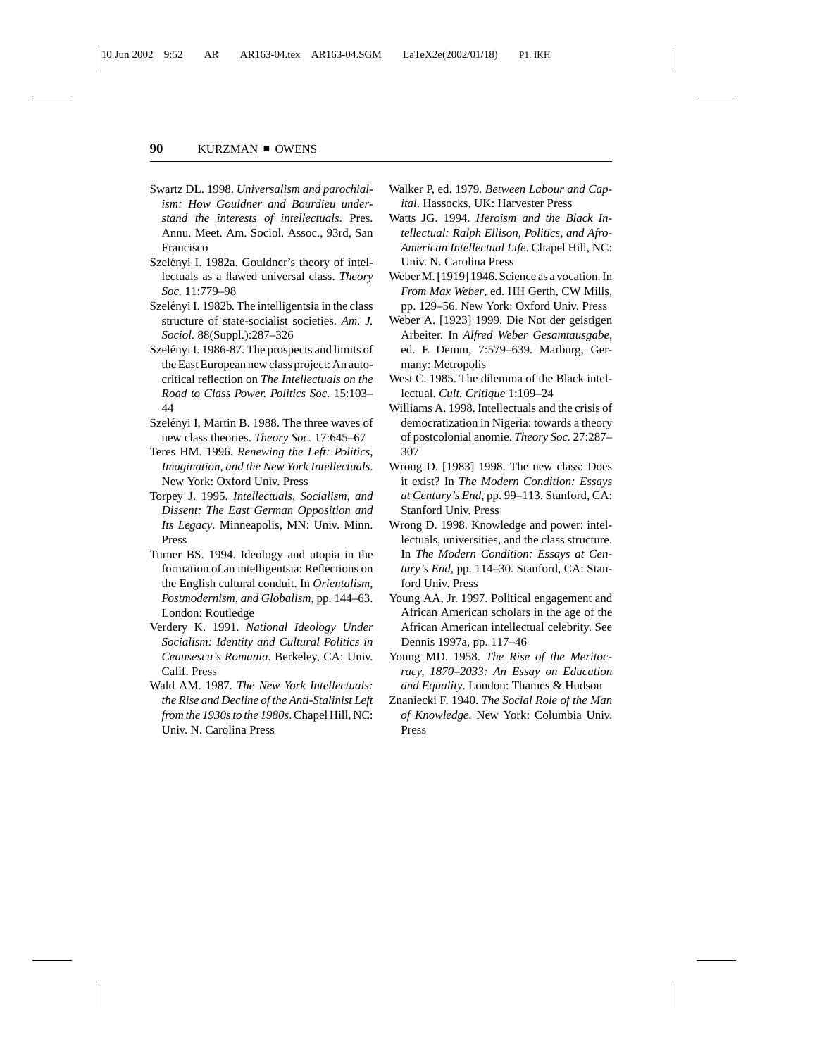Swartz DL. 1998. *Universalism and parochialism: How Gouldner and Bourdieu understand the interests of intellectuals*. Pres. Annu. Meet. Am. Sociol. Assoc., 93rd, San Francisco

Szelényi I. 1982a. Gouldner's theory of intellectuals as a flawed universal class. *Theory Soc.* 11:779–98

Szelényi I. 1982b. The intelligentsia in the class structure of state-socialist societies. *Am. J. Sociol.* 88(Suppl.):287–326

Szelényi I. 1986-87. The prospects and limits of the East European new class project: An autocritical reflection on *The Intellectuals on the Road to Class Power. Politics Soc.* 15:103–44

Szelényi I, Martin B. 1988. The three waves of new class theories. *Theory Soc.* 17:645–67

Teres HM. 1996. *Renewing the Left: Politics, Imagination, and the New York Intellectuals*. New York: Oxford Univ. Press

Torpey J. 1995. *Intellectuals, Socialism, and Dissent: The East German Opposition and Its Legacy*. Minneapolis, MN: Univ. Minn. Press

Turner BS. 1994. Ideology and utopia in the formation of an intelligentsia: Reflections on the English cultural conduit. In *Orientalism, Postmodernism, and Globalism*, pp. 144–63. London: Routledge

Verdery K. 1991. *National Ideology Under Socialism: Identity and Cultural Politics in Ceausescu's Romania.* Berkeley, CA: Univ. Calif. Press

Wald AM. 1987. *The New York Intellectuals: the Rise and Decline of the Anti-Stalinist Left from the 1930s to the 1980s*. Chapel Hill, NC: Univ. N. Carolina Press

Walker P, ed. 1979. *Between Labour and Capital*. Hassocks, UK: Harvester Press

Watts JG. 1994. *Heroism and the Black Intellectual: Ralph Ellison, Politics, and Afro-American Intellectual Life*. Chapel Hill, NC: Univ. N. Carolina Press

Weber M. [1919] 1946. Science as a vocation. In *From Max Weber*, ed. HH Gerth, CW Mills, pp. 129–56. New York: Oxford Univ. Press

Weber A. [1923] 1999. Die Not der geistigen Arbeiter. In *Alfred Weber Gesamtausgabe*, ed. E Demm, 7:579–639. Marburg, Germany: Metropolis

West C. 1985. The dilemma of the Black intellectual. *Cult. Critique* 1:109–24

Williams A. 1998. Intellectuals and the crisis of democratization in Nigeria: towards a theory of postcolonial anomie. *Theory Soc.* 27:287–307

Wrong D. [1983] 1998. The new class: Does it exist? In *The Modern Condition: Essays at Century's End*, pp. 99–113. Stanford, CA: Stanford Univ. Press

Wrong D. 1998. Knowledge and power: intellectuals, universities, and the class structure. In *The Modern Condition: Essays at Century's End*, pp. 114–30. Stanford, CA: Stanford Univ. Press

Young AA, Jr. 1997. Political engagement and African American scholars in the age of the African American intellectual celebrity. See Dennis 1997a, pp. 117–46

Young MD. 1958. *The Rise of the Meritocracy, 1870–2033: An Essay on Education and Equality*. London: Thames & Hudson

Znaniecki F. 1940. *The Social Role of the Man of Knowledge*. New York: Columbia Univ. Press